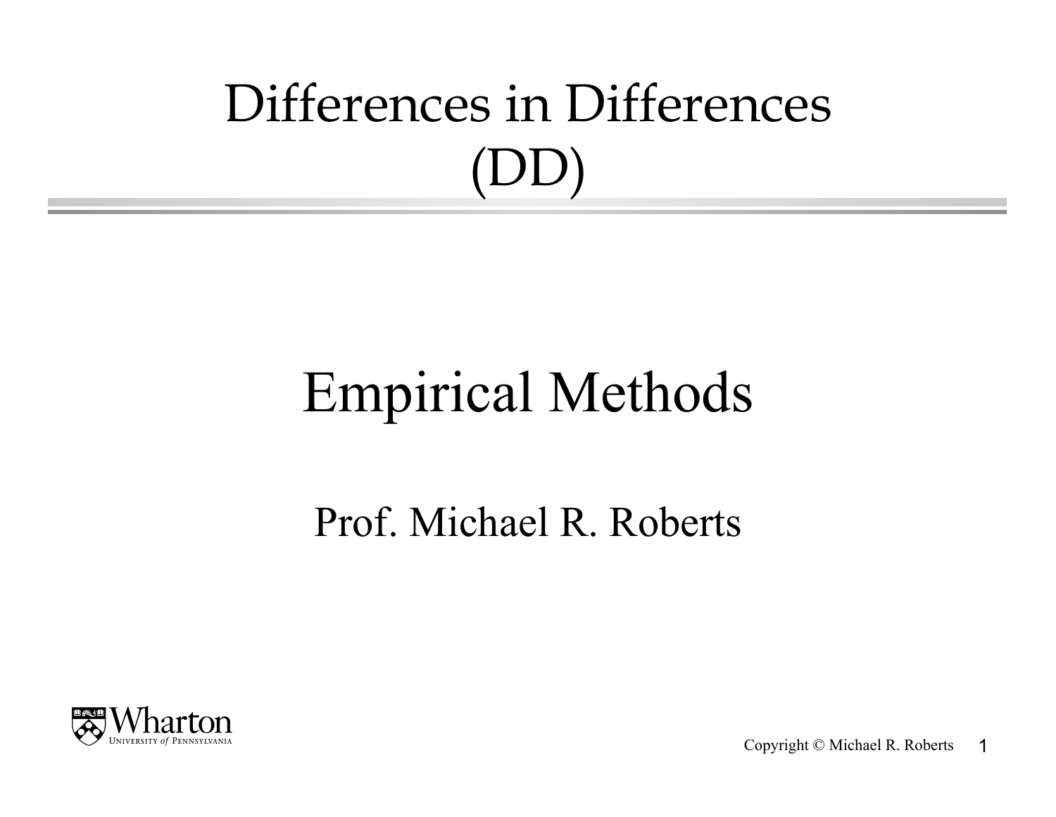# Differences in Differences (DD)

## Empirical Methods

Prof. Michael R. Roberts

Wharton
University *of* Pennsylvania

Copyright © Michael R. Roberts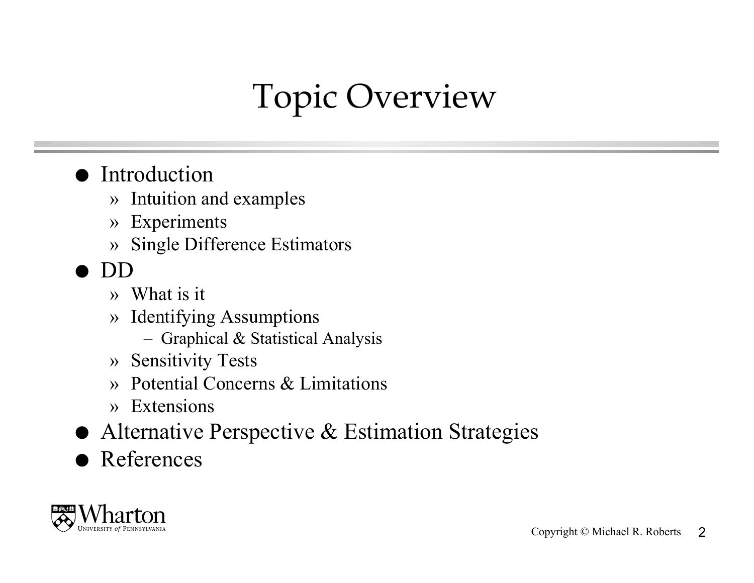# Topic Overview

- Introduction
  - Intuition and examples
  - Experiments
  - Single Difference Estimators
- DD
  - What is it
  - Identifying Assumptions
    - Graphical & Statistical Analysis
  - Sensitivity Tests
  - Potential Concerns & Limitations
  - Extensions
- Alternative Perspective & Estimation Strategies
- References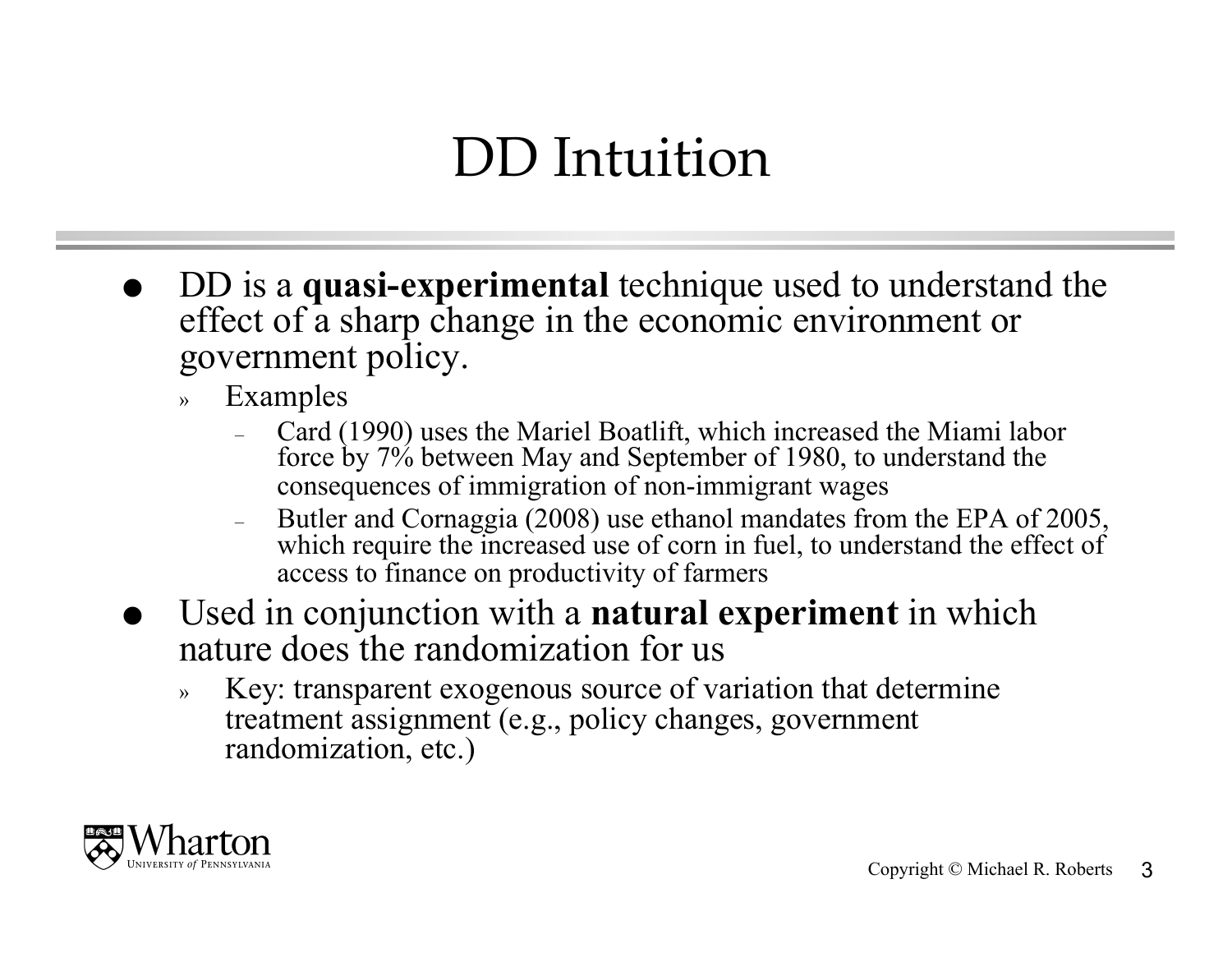# DD Intuition

- DD is a **quasi-experimental** technique used to understand the effect of a sharp change in the economic environment or government policy.
  - Examples
    - Card (1990) uses the Mariel Boatlift, which increased the Miami labor force by 7% between May and September of 1980, to understand the consequences of immigration of non-immigrant wages
    - Butler and Cornaggia (2008) use ethanol mandates from the EPA of 2005, which require the increased use of corn in fuel, to understand the effect of access to finance on productivity of farmers
- Used in conjunction with a **natural experiment** in which nature does the randomization for us
  - Key: transparent exogenous source of variation that determine treatment assignment (e.g., policy changes, government randomization, etc.)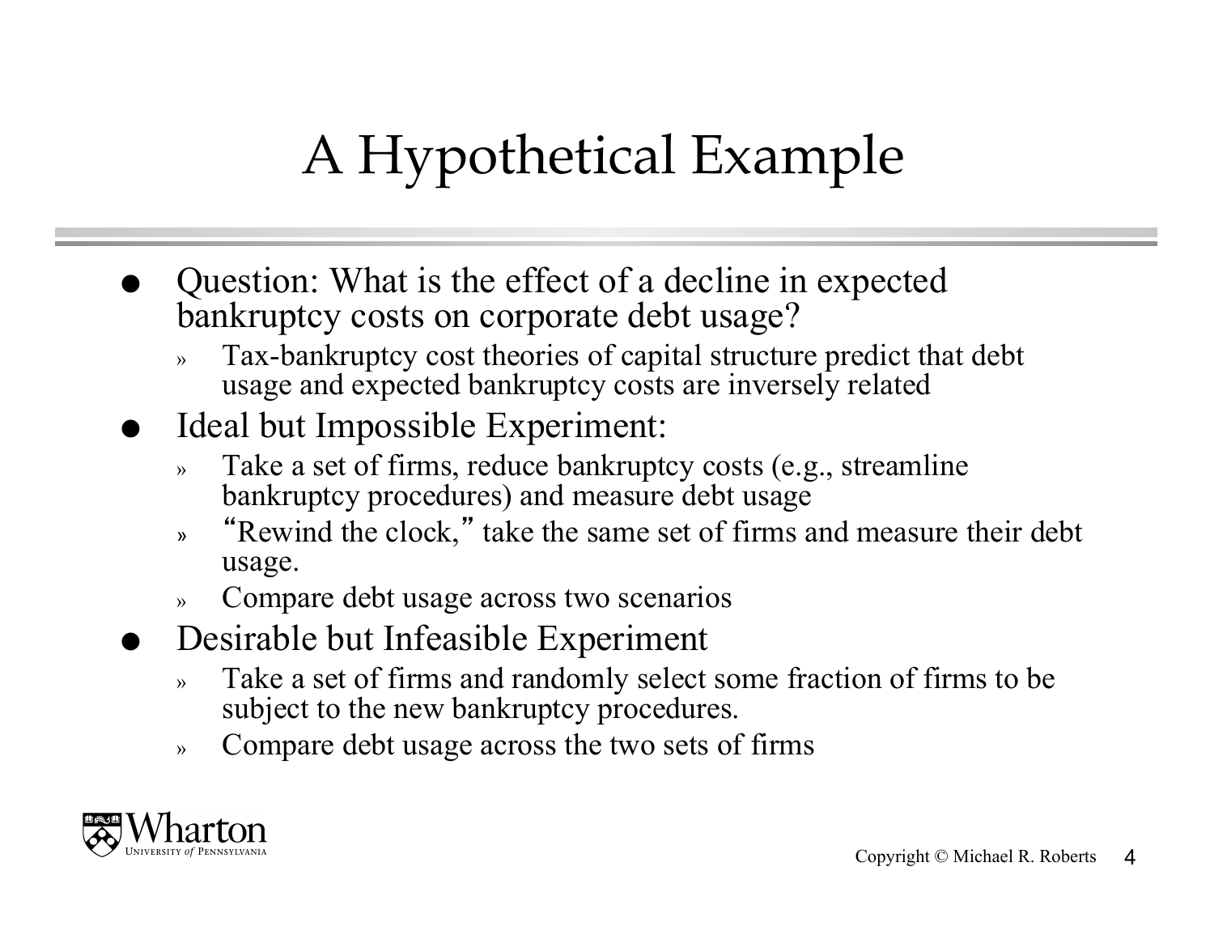# A Hypothetical Example

- Question: What is the effect of a decline in expected bankruptcy costs on corporate debt usage?
  - Tax-bankruptcy cost theories of capital structure predict that debt usage and expected bankruptcy costs are inversely related
- Ideal but Impossible Experiment:
  - Take a set of firms, reduce bankruptcy costs (e.g., streamline bankruptcy procedures) and measure debt usage
  - "Rewind the clock," take the same set of firms and measure their debt usage.
  - Compare debt usage across two scenarios
- Desirable but Infeasible Experiment
  - Take a set of firms and randomly select some fraction of firms to be subject to the new bankruptcy procedures.
  - Compare debt usage across the two sets of firms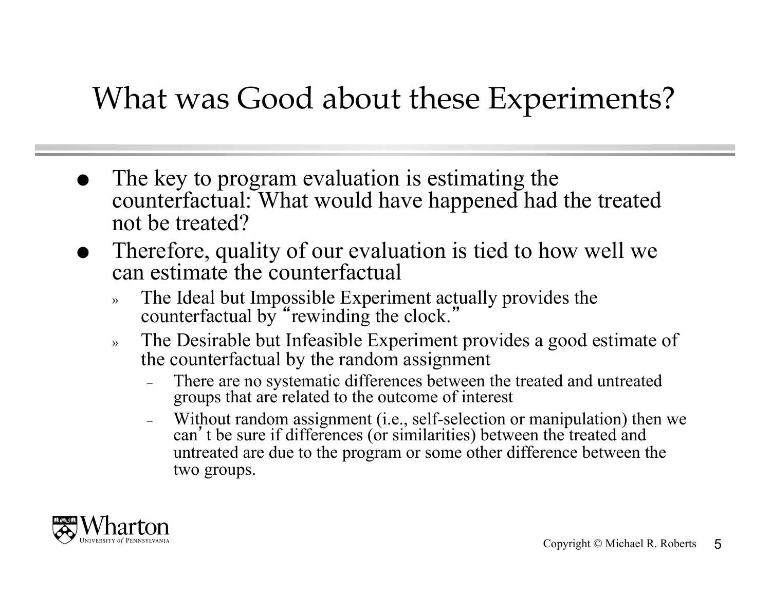# What was Good about these Experiments?

- The key to program evaluation is estimating the counterfactual: What would have happened had the treated not be treated?
- Therefore, quality of our evaluation is tied to how well we can estimate the counterfactual
  - The Ideal but Impossible Experiment actually provides the counterfactual by "rewinding the clock."
  - The Desirable but Infeasible Experiment provides a good estimate of the counterfactual by the random assignment
    - There are no systematic differences between the treated and untreated groups that are related to the outcome of interest
    - Without random assignment (i.e., self-selection or manipulation) then we can't be sure if differences (or similarities) between the treated and untreated are due to the program or some other difference between the two groups.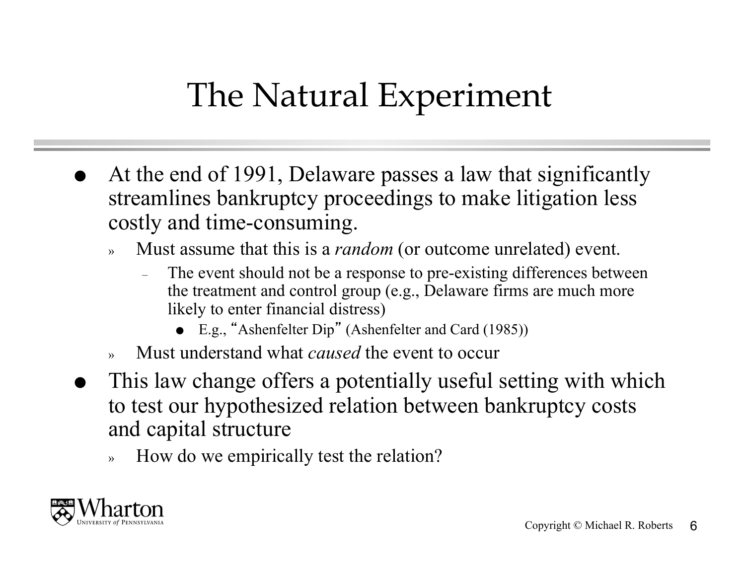# The Natural Experiment

- At the end of 1991, Delaware passes a law that significantly streamlines bankruptcy proceedings to make litigation less costly and time-consuming.
  - Must assume that this is a *random* (or outcome unrelated) event.
    - The event should not be a response to pre-existing differences between the treatment and control group (e.g., Delaware firms are much more likely to enter financial distress)
      - E.g., "Ashenfelter Dip" (Ashenfelter and Card (1985))
  - Must understand what *caused* the event to occur
- This law change offers a potentially useful setting with which to test our hypothesized relation between bankruptcy costs and capital structure
  - How do we empirically test the relation?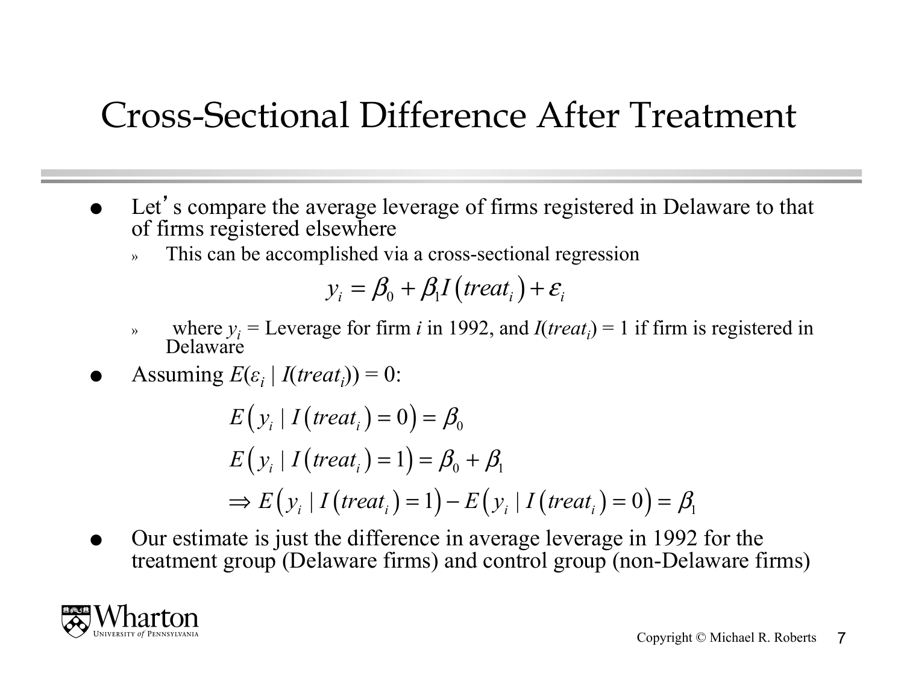# Cross-Sectional Difference After Treatment

- Let's compare the average leverage of firms registered in Delaware to that of firms registered elsewhere
  - This can be accomplished via a cross-sectional regression

$$y_i = \beta_0 + \beta_1 I\left(treat_i\right) + \varepsilon_i$$

  - where $y_i$ = Leverage for firm *i* in 1992, and $I(treat_i) = 1$ if firm is registered in Delaware
- Assuming $E(\varepsilon_i \mid I(treat_i)) = 0$:

$$E\left(y_i \mid I\left(treat_i\right) = 0\right) = \beta_0$$

$$E\left(y_i \mid I\left(treat_i\right) = 1\right) = \beta_0 + \beta_1$$

$$\Rightarrow E\left(y_i \mid I\left(treat_i\right) = 1\right) - E\left(y_i \mid I\left(treat_i\right) = 0\right) = \beta_1$$

- Our estimate is just the difference in average leverage in 1992 for the treatment group (Delaware firms) and control group (non-Delaware firms)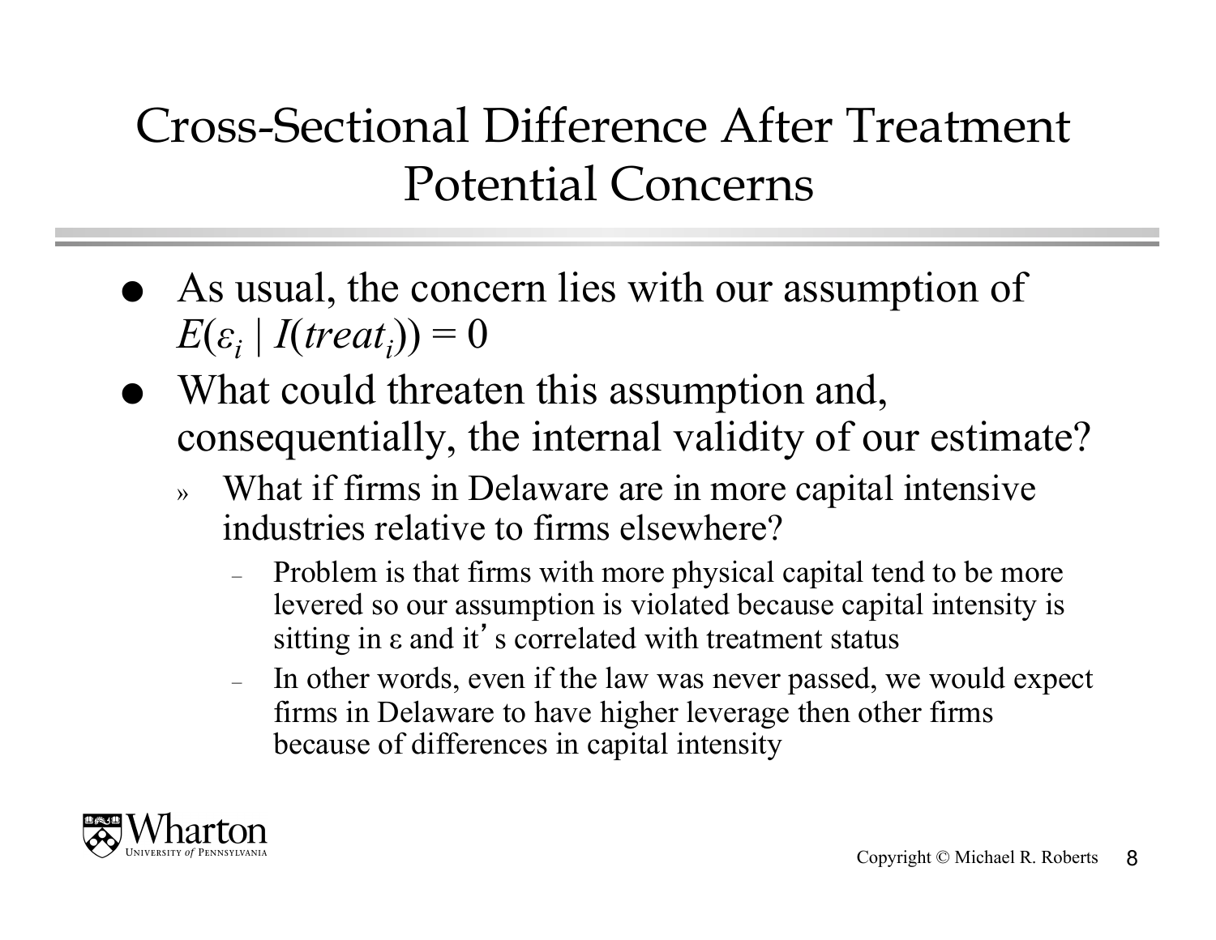# Cross-Sectional Difference After Treatment Potential Concerns

- As usual, the concern lies with our assumption of $E(\varepsilon_i \mid I(treat_i)) = 0$
- What could threaten this assumption and, consequentially, the internal validity of our estimate?
  - What if firms in Delaware are in more capital intensive industries relative to firms elsewhere?
    - Problem is that firms with more physical capital tend to be more levered so our assumption is violated because capital intensity is sitting in $\varepsilon$ and it's correlated with treatment status
    - In other words, even if the law was never passed, we would expect firms in Delaware to have higher leverage then other firms because of differences in capital intensity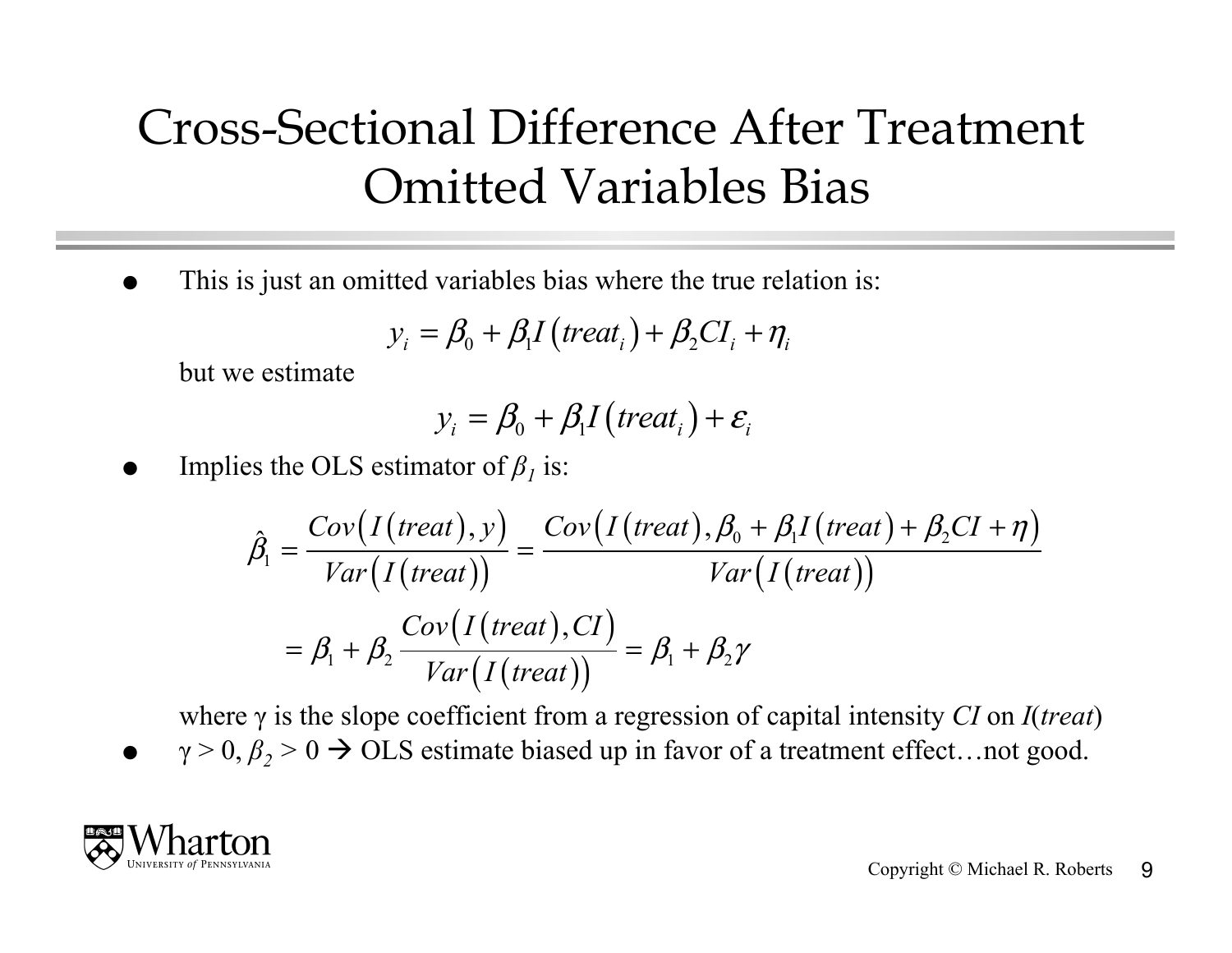# Cross-Sectional Difference After Treatment Omitted Variables Bias

- This is just an omitted variables bias where the true relation is:

$$y_i = \beta_0 + \beta_1 I\left(treat_i\right) + \beta_2 CI_i + \eta_i$$

but we estimate

$$y_i = \beta_0 + \beta_1 I\left(treat_i\right) + \varepsilon_i$$

- Implies the OLS estimator of $\beta_1$ is:

$$\hat{\beta}_1 = \frac{Cov\left(I\left(treat\right), y\right)}{Var\left(I\left(treat\right)\right)} = \frac{Cov\left(I\left(treat\right), \beta_0 + \beta_1 I\left(treat\right) + \beta_2 CI + \eta\right)}{Var\left(I\left(treat\right)\right)}$$

$$= \beta_1 + \beta_2 \frac{Cov\left(I\left(treat\right), CI\right)}{Var\left(I\left(treat\right)\right)} = \beta_1 + \beta_2 \gamma$$

where $\gamma$ is the slope coefficient from a regression of capital intensity *CI* on *I*(*treat*)

- $\gamma > 0$, $\beta_2 > 0$ → OLS estimate biased up in favor of a treatment effect…not good.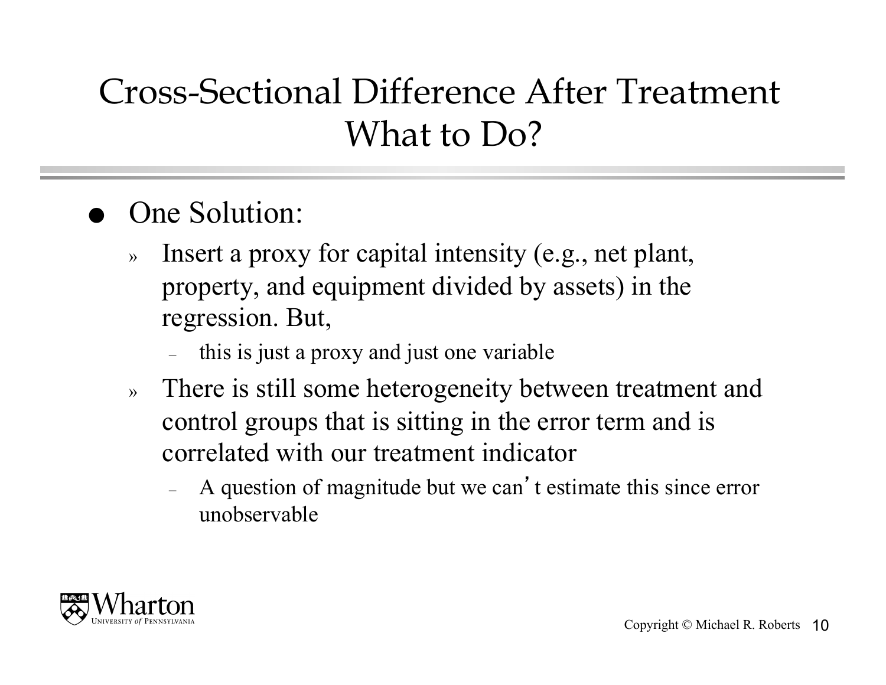# Cross-Sectional Difference After Treatment What to Do?

- One Solution:
  - Insert a proxy for capital intensity (e.g., net plant, property, and equipment divided by assets) in the regression. But,
    - this is just a proxy and just one variable
  - There is still some heterogeneity between treatment and control groups that is sitting in the error term and is correlated with our treatment indicator
    - A question of magnitude but we can't estimate this since error unobservable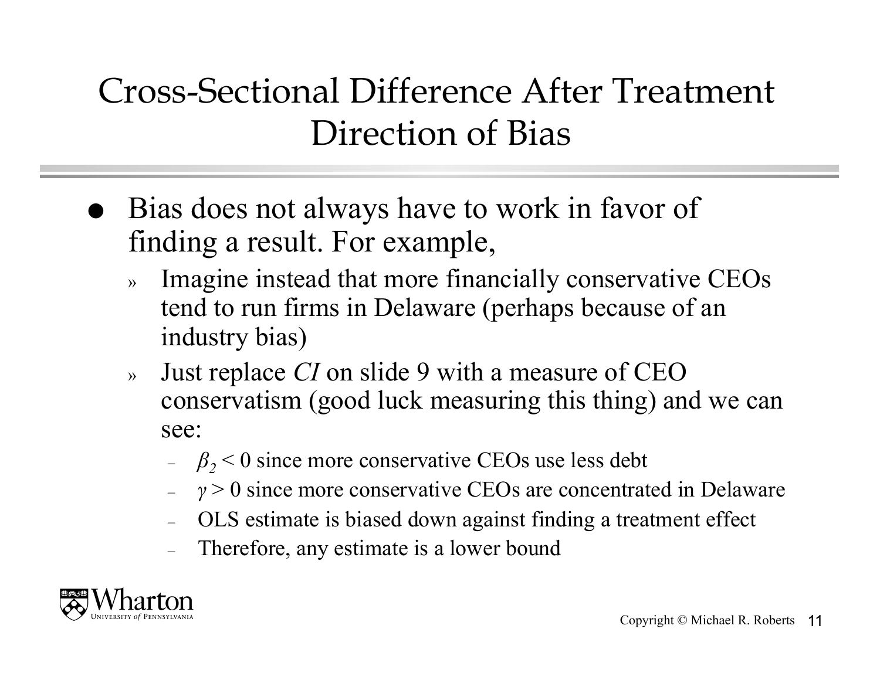# Cross-Sectional Difference After Treatment Direction of Bias

- Bias does not always have to work in favor of finding a result. For example,
  - Imagine instead that more financially conservative CEOs tend to run firms in Delaware (perhaps because of an industry bias)
  - Just replace *CI* on slide 9 with a measure of CEO conservatism (good luck measuring this thing) and we can see:
    - $\beta_2 < 0$ since more conservative CEOs use less debt
    - $\gamma > 0$ since more conservative CEOs are concentrated in Delaware
    - OLS estimate is biased down against finding a treatment effect
    - Therefore, any estimate is a lower bound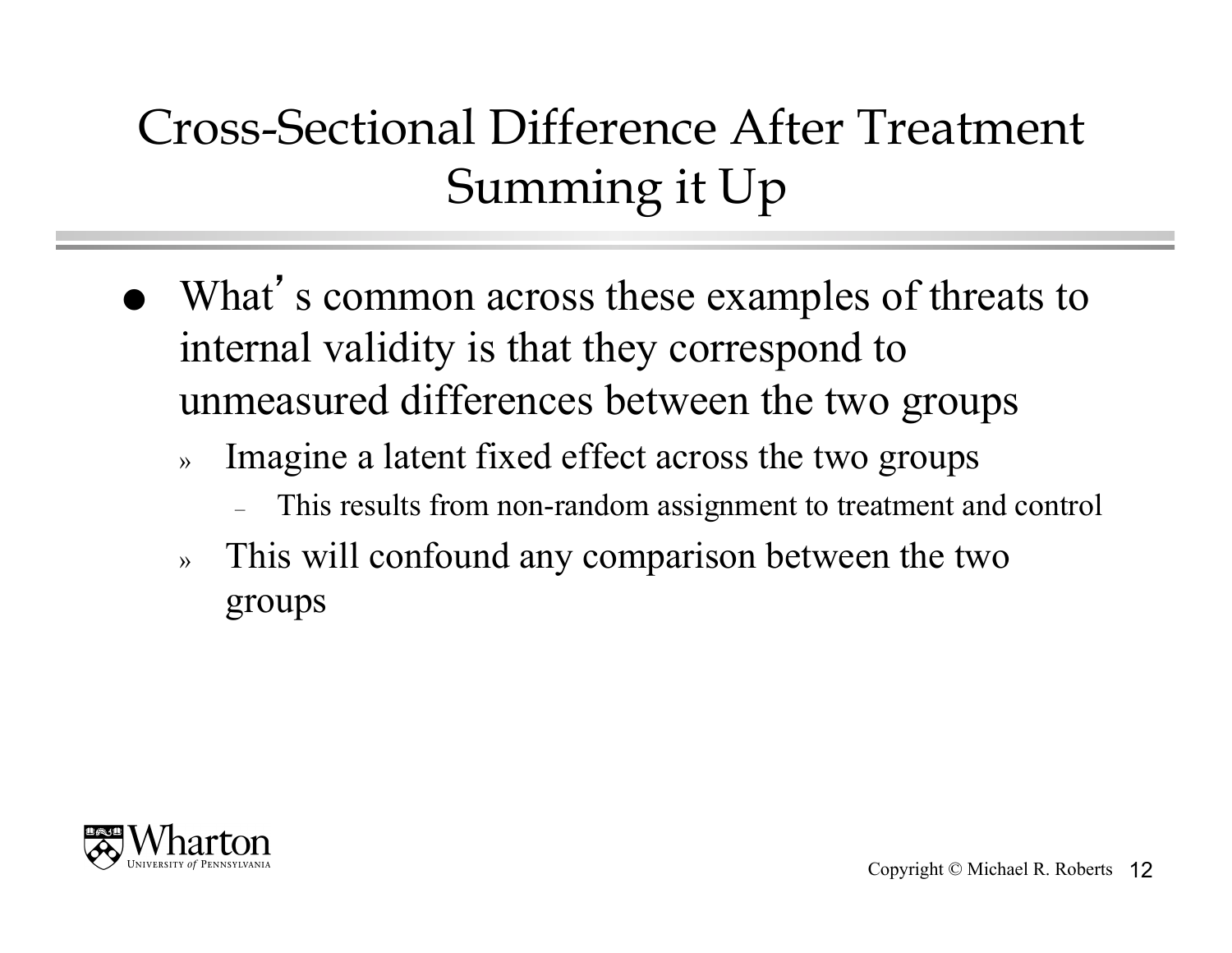# Cross-Sectional Difference After Treatment Summing it Up

- What's common across these examples of threats to internal validity is that they correspond to unmeasured differences between the two groups
  - Imagine a latent fixed effect across the two groups
    - This results from non-random assignment to treatment and control
  - This will confound any comparison between the two groups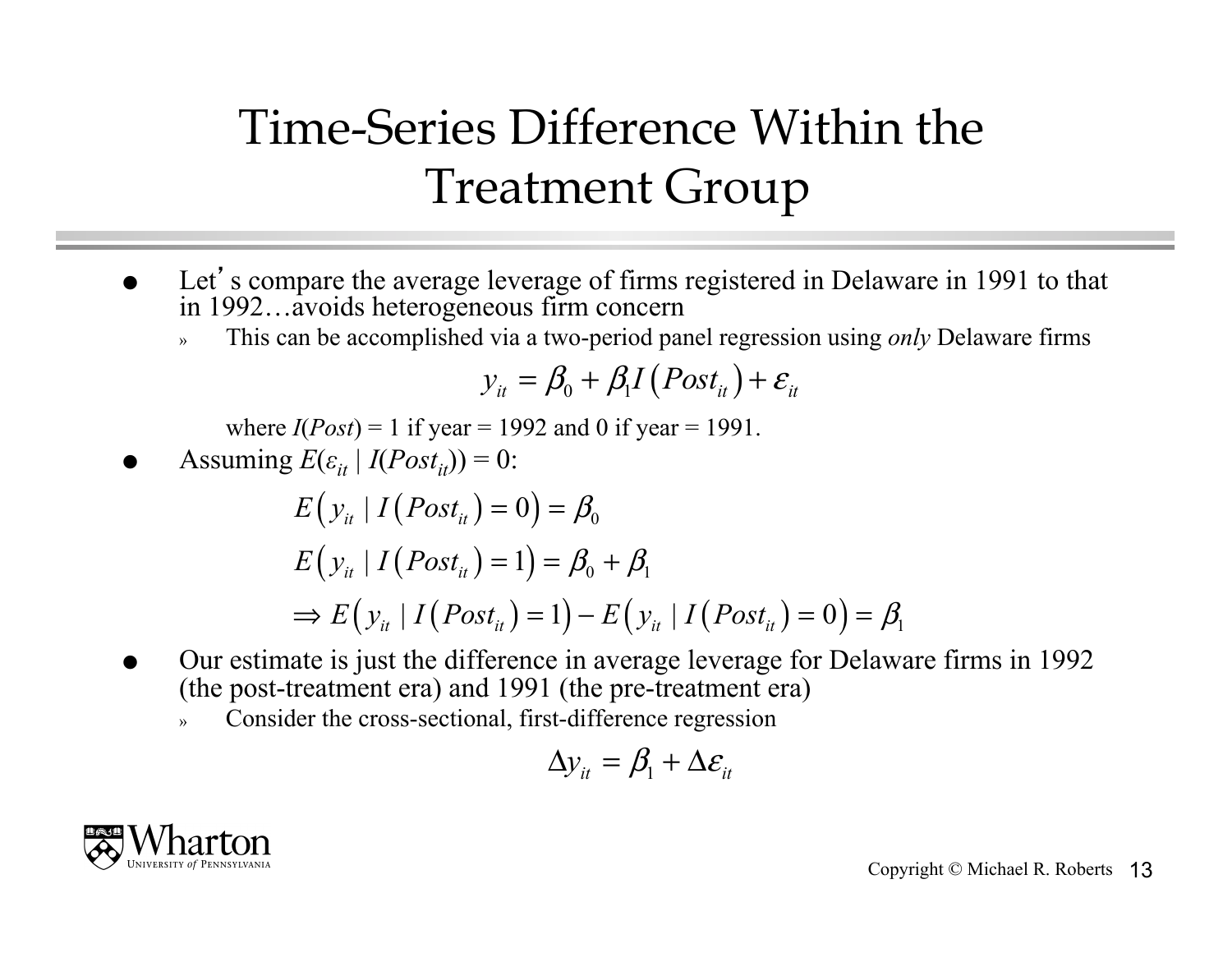# Time-Series Difference Within the Treatment Group

- Let's compare the average leverage of firms registered in Delaware in 1991 to that in 1992…avoids heterogeneous firm concern
  - This can be accomplished via a two-period panel regression using *only* Delaware firms

$$y_{it} = \beta_0 + \beta_1 I\left(Post_{it}\right) + \varepsilon_{it}$$

where $I(Post)$ = 1 if year = 1992 and 0 if year = 1991.

- Assuming $E(\varepsilon_{it} \mid I(Post_{it})) = 0$:

$$E\left(y_{it} \mid I\left(Post_{it}\right) = 0\right) = \beta_0$$

$$E\left(y_{it} \mid I\left(Post_{it}\right) = 1\right) = \beta_0 + \beta_1$$

$$\Rightarrow E\left(y_{it} \mid I\left(Post_{it}\right) = 1\right) - E\left(y_{it} \mid I\left(Post_{it}\right) = 0\right) = \beta_1$$

- Our estimate is just the difference in average leverage for Delaware firms in 1992 (the post-treatment era) and 1991 (the pre-treatment era)
  - Consider the cross-sectional, first-difference regression

$$\Delta y_{it} = \beta_1 + \Delta\varepsilon_{it}$$

Copyright © Michael R. Roberts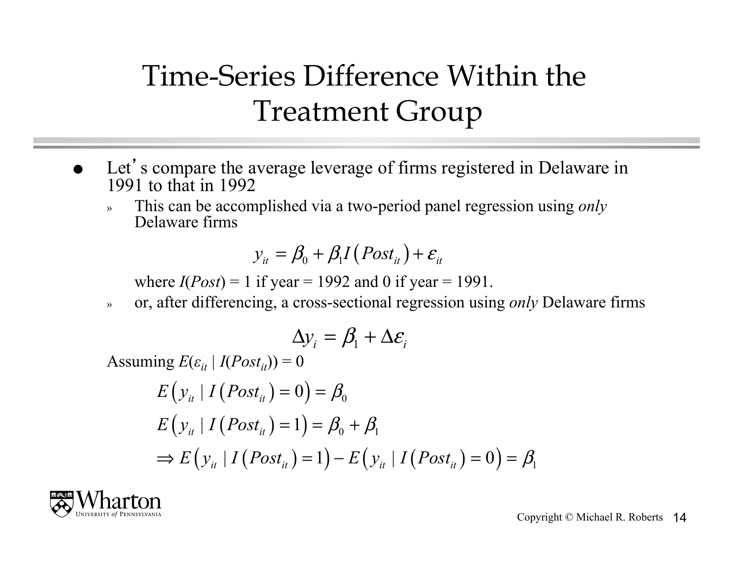# Time-Series Difference Within the Treatment Group

- Let's compare the average leverage of firms registered in Delaware in 1991 to that in 1992
  - This can be accomplished via a two-period panel regression using *only* Delaware firms

$$y_{it} = \beta_0 + \beta_1 I\left(Post_{it}\right) + \varepsilon_{it}$$

where $I(Post) = 1$ if year = 1992 and 0 if year = 1991.

  - or, after differencing, a cross-sectional regression using *only* Delaware firms

$$\Delta y_i = \beta_1 + \Delta \varepsilon_i$$

Assuming $E(\varepsilon_{it} \mid I(Post_{it})) = 0$

$$E\left(y_{it} \mid I\left(Post_{it}\right) = 0\right) = \beta_0$$

$$E\left(y_{it} \mid I\left(Post_{it}\right) = 1\right) = \beta_0 + \beta_1$$

$$\Rightarrow E\left(y_{it} \mid I\left(Post_{it}\right) = 1\right) - E\left(y_{it} \mid I\left(Post_{it}\right) = 0\right) = \beta_1$$

Copyright © Michael R. Roberts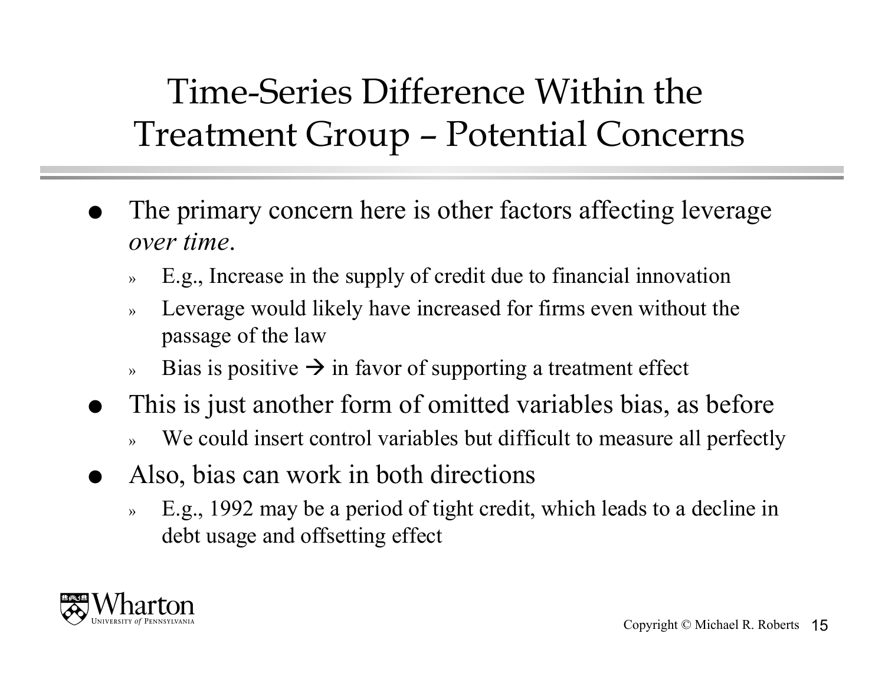# Time-Series Difference Within the Treatment Group – Potential Concerns

- The primary concern here is other factors affecting leverage *over time*.
  - E.g., Increase in the supply of credit due to financial innovation
  - Leverage would likely have increased for firms even without the passage of the law
  - Bias is positive → in favor of supporting a treatment effect
- This is just another form of omitted variables bias, as before
  - We could insert control variables but difficult to measure all perfectly
- Also, bias can work in both directions
  - E.g., 1992 may be a period of tight credit, which leads to a decline in debt usage and offsetting effect

Copyright © Michael R. Roberts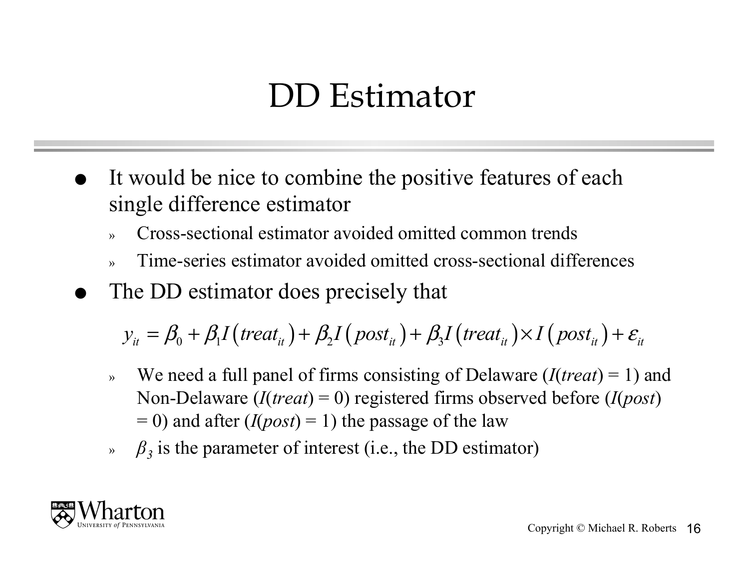# DD Estimator

- It would be nice to combine the positive features of each single difference estimator
  - Cross-sectional estimator avoided omitted common trends
  - Time-series estimator avoided omitted cross-sectional differences
- The DD estimator does precisely that

$$y_{it} = \beta_0 + \beta_1 I\left(treat_{it}\right) + \beta_2 I\left(post_{it}\right) + \beta_3 I\left(treat_{it}\right) \times I\left(post_{it}\right) + \varepsilon_{it}$$

  - We need a full panel of firms consisting of Delaware ($I(treat) = 1$) and Non-Delaware ($I(treat) = 0$) registered firms observed before ($I(post) = 0$) and after ($I(post) = 1$) the passage of the law
  - $\beta_3$ is the parameter of interest (i.e., the DD estimator)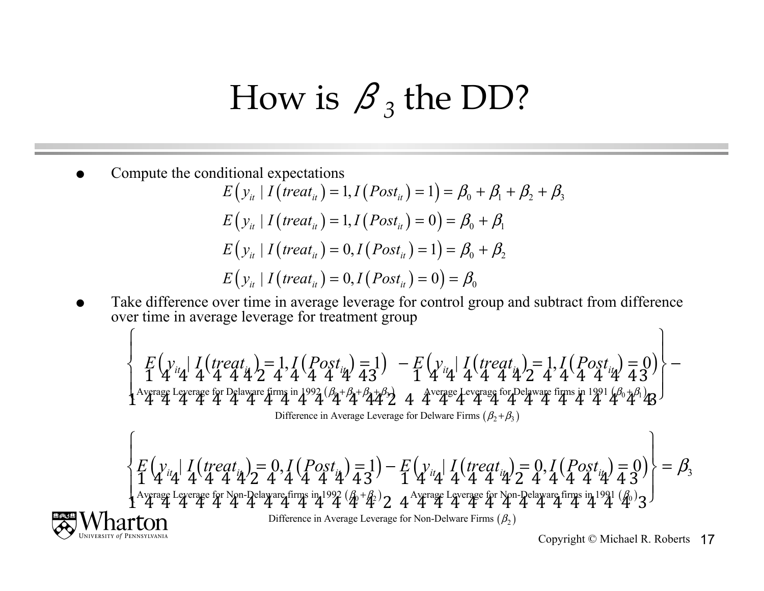# How is $\beta_3$ the DD?

- Compute the conditional expectations

$$E\left(y_{it} \mid I\left(treat_{it}\right)=1, I\left(Post_{it}\right)=1\right)=\beta_0+\beta_1+\beta_2+\beta_3$$

$$E\left(y_{it} \mid I\left(treat_{it}\right)=1, I\left(Post_{it}\right)=0\right)=\beta_0+\beta_1$$

$$E\left(y_{it} \mid I\left(treat_{it}\right)=0, I\left(Post_{it}\right)=1\right)=\beta_0+\beta_2$$

$$E\left(y_{it} \mid I\left(treat_{it}\right)=0, I\left(Post_{it}\right)=0\right)=\beta_0$$

- Take difference over time in average leverage for control group and subtract from difference over time in average leverage for treatment group

$$\underbrace{\left\{\underbrace{E\left(y_{it} \mid I\left(treat_{it}\right)=1, I\left(Post_{it}\right)=1\right)}_{\text{Average Leverage for Delaware firms in 1992 } (\beta_0+\beta_1+\beta_2+\beta_3)}-\underbrace{E\left(y_{it} \mid I\left(treat_{it}\right)=1, I\left(Post_{it}\right)=0\right)}_{\text{Average Leverage for Delaware firms in 1991 } (\beta_0+\beta_1)}\right\}}_{\text{Difference in Average Leverage for Delware Firms } (\beta_2+\beta_3)}-$$

$$\underbrace{\left\{\underbrace{E\left(y_{it} \mid I\left(treat_{it}\right)=0, I\left(Post_{it}\right)=1\right)}_{\text{Average Leverage for Non-Delaware firms in 1992 } (\beta_0+\beta_2)}-\underbrace{E\left(y_{it} \mid I\left(treat_{it}\right)=0, I\left(Post_{it}\right)=0\right)}_{\text{Average Leverage for Non-Delaware firms in 1991 } (\beta_0)}\right\}}_{\text{Difference in Average Leverage for Non-Delware Firms } (\beta_2)}=\beta_3$$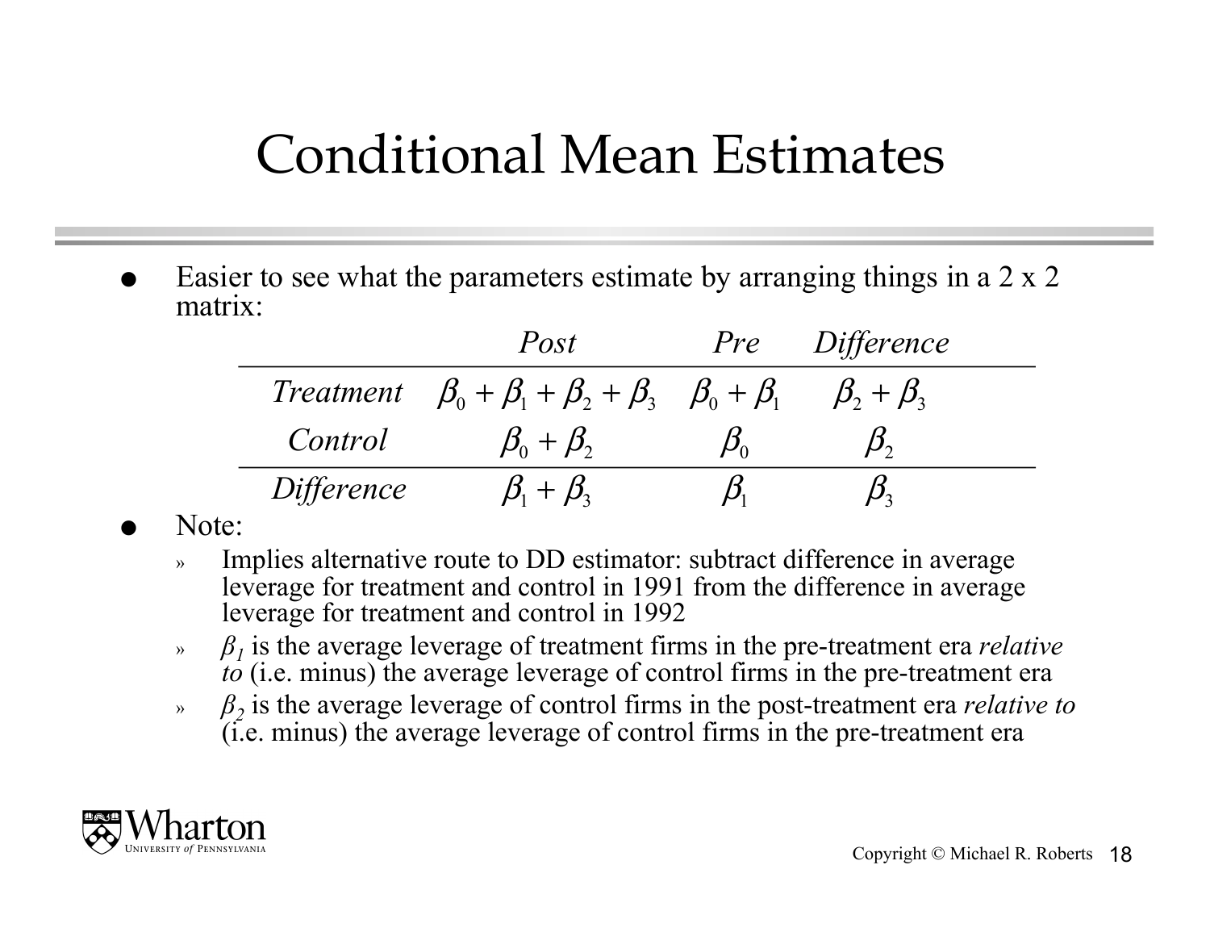# Conditional Mean Estimates

- Easier to see what the parameters estimate by arranging things in a 2 x 2 matrix:

| | *Post* | *Pre* | *Difference* |
|---|---|---|---|
| *Treatment* | $\beta_0 + \beta_1 + \beta_2 + \beta_3$ | $\beta_0 + \beta_1$ | $\beta_2 + \beta_3$ |
| *Control* | $\beta_0 + \beta_2$ | $\beta_0$ | $\beta_2$ |
| *Difference* | $\beta_1 + \beta_3$ | $\beta_1$ | $\beta_3$ |

- Note:
  - Implies alternative route to DD estimator: subtract difference in average leverage for treatment and control in 1991 from the difference in average leverage for treatment and control in 1992
  - $\beta_1$ is the average leverage of treatment firms in the pre-treatment era *relative to* (i.e. minus) the average leverage of control firms in the pre-treatment era
  - $\beta_2$ is the average leverage of control firms in the post-treatment era *relative to* (i.e. minus) the average leverage of control firms in the pre-treatment era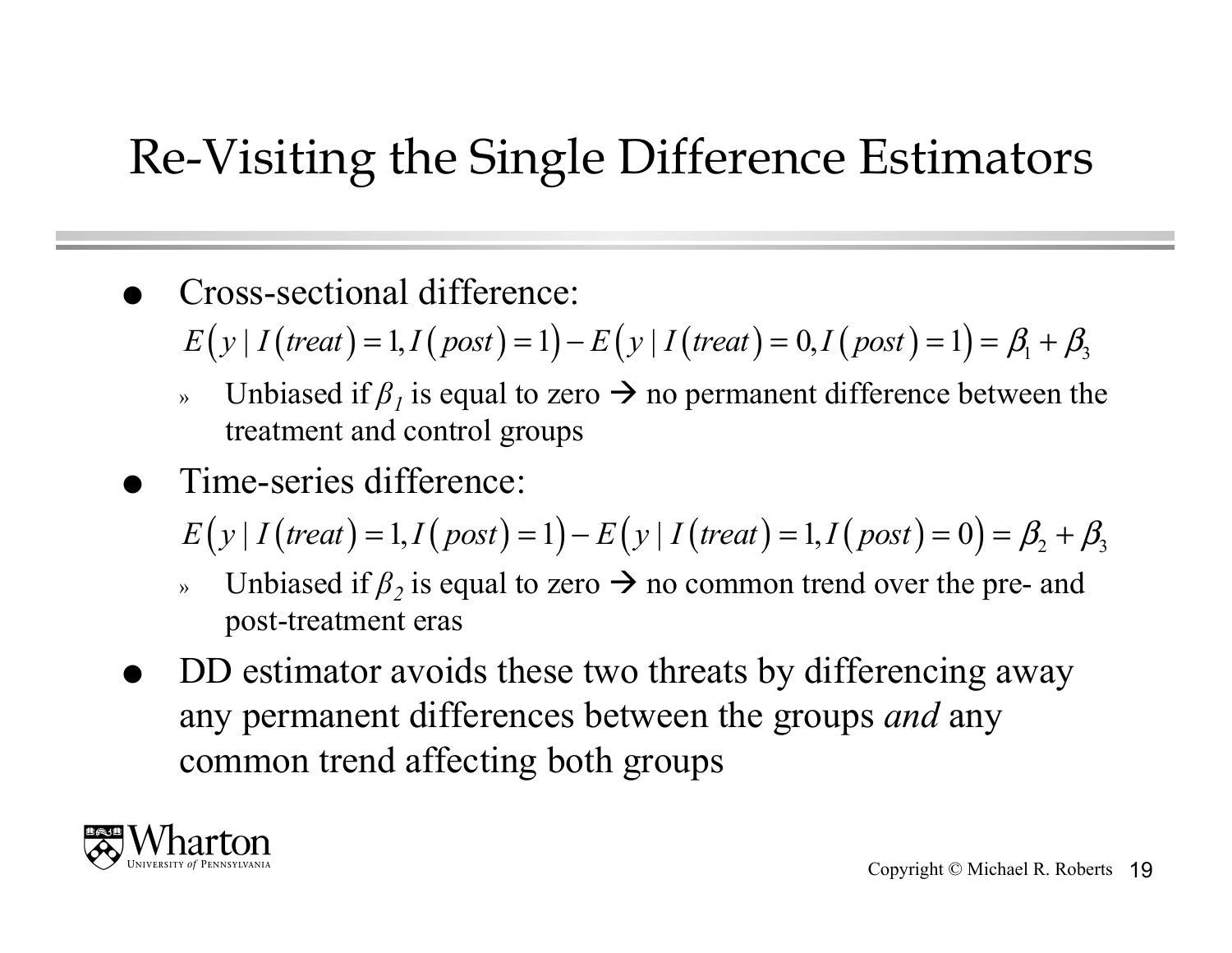# Re-Visiting the Single Difference Estimators

- Cross-sectional difference:

  $$E\left(y \mid I\left(treat\right)=1, I\left(post\right)=1\right)-E\left(y \mid I\left(treat\right)=0, I\left(post\right)=1\right)=\beta_1+\beta_3$$

  - Unbiased if $\beta_1$ is equal to zero → no permanent difference between the treatment and control groups

- Time-series difference:

  $$E\left(y \mid I\left(treat\right)=1, I\left(post\right)=1\right)-E\left(y \mid I\left(treat\right)=1, I\left(post\right)=0\right)=\beta_2+\beta_3$$

  - Unbiased if $\beta_2$ is equal to zero → no common trend over the pre- and post-treatment eras

- DD estimator avoids these two threats by differencing away any permanent differences between the groups *and* any common trend affecting both groups

Copyright © Michael R. Roberts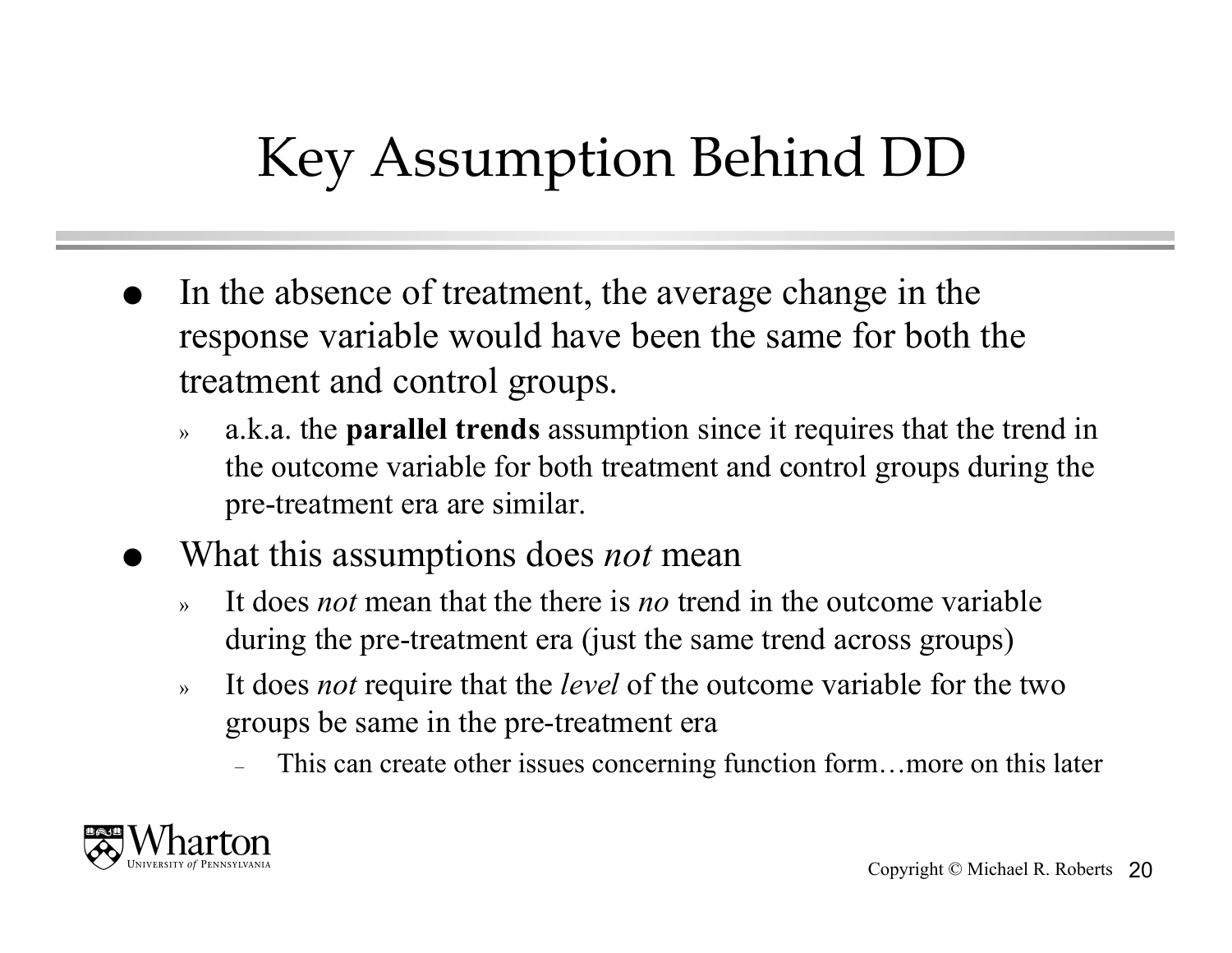# Key Assumption Behind DD

- In the absence of treatment, the average change in the response variable would have been the same for both the treatment and control groups.
  - a.k.a. the **parallel trends** assumption since it requires that the trend in the outcome variable for both treatment and control groups during the pre-treatment era are similar.
- What this assumptions does *not* mean
  - It does *not* mean that the there is *no* trend in the outcome variable during the pre-treatment era (just the same trend across groups)
  - It does *not* require that the *level* of the outcome variable for the two groups be same in the pre-treatment era
    - This can create other issues concerning function form…more on this later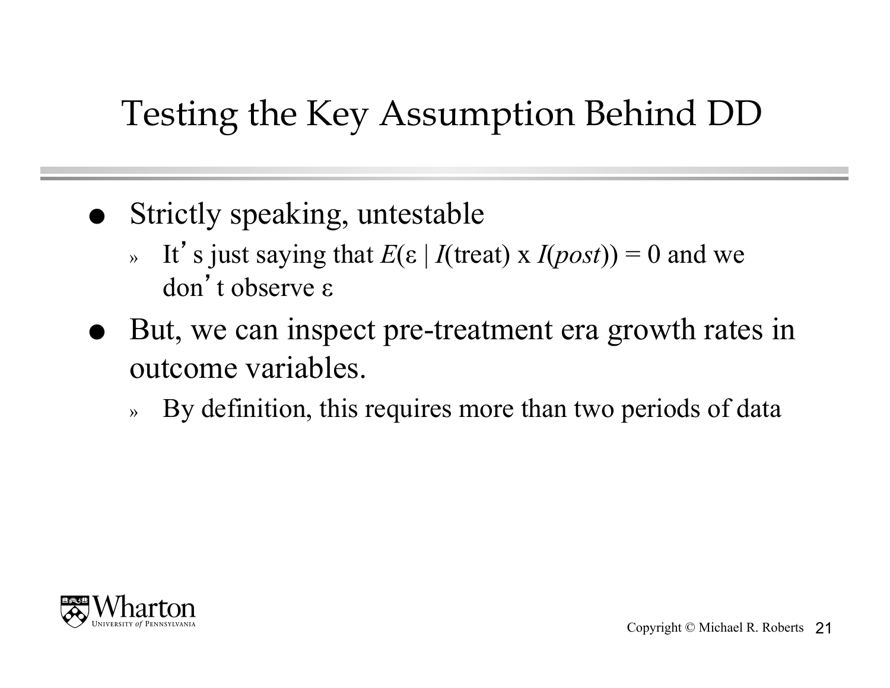# Testing the Key Assumption Behind DD

- Strictly speaking, untestable
  - It's just saying that $E(\varepsilon \mid I(\text{treat}) \times I(post)) = 0$ and we don't observe $\varepsilon$
- But, we can inspect pre-treatment era growth rates in outcome variables.
  - By definition, this requires more than two periods of data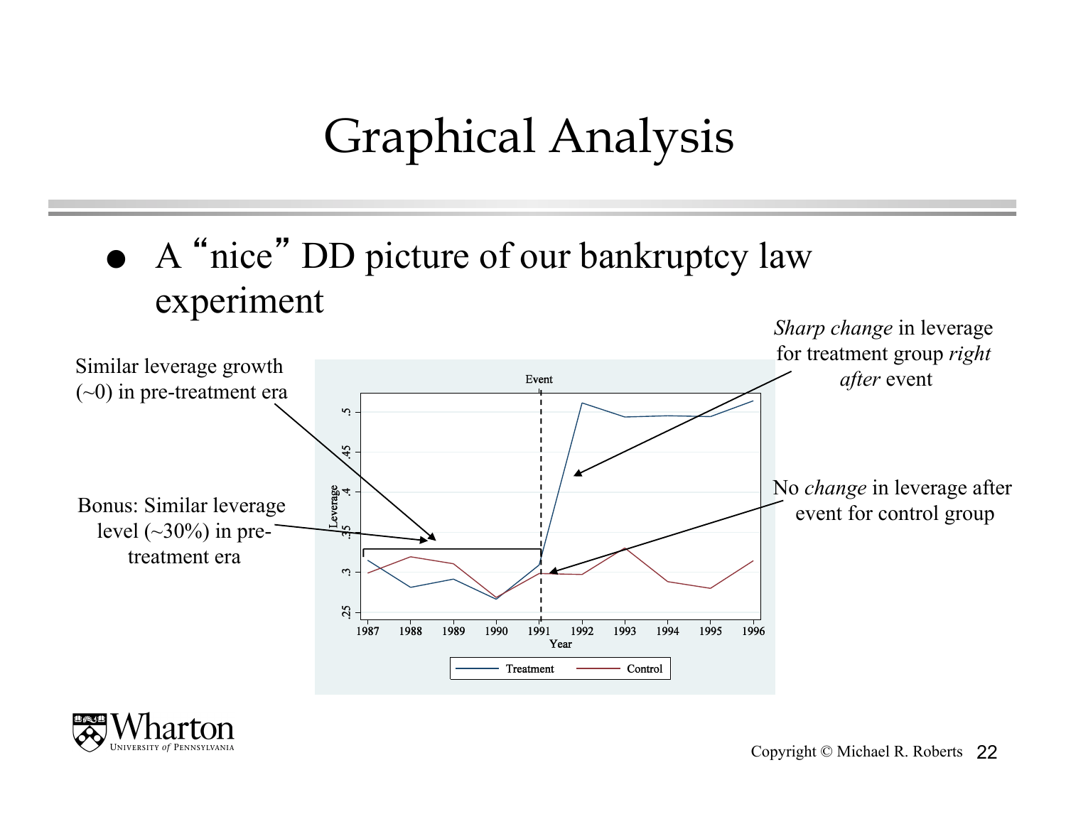# Graphical Analysis

- A "nice" DD picture of our bankruptcy law experiment

Similar leverage growth (~0) in pre-treatment era

Bonus: Similar leverage level (~30%) in pre-treatment era

*Sharp change* in leverage for treatment group *right after* event

No *change* in leverage after event for control group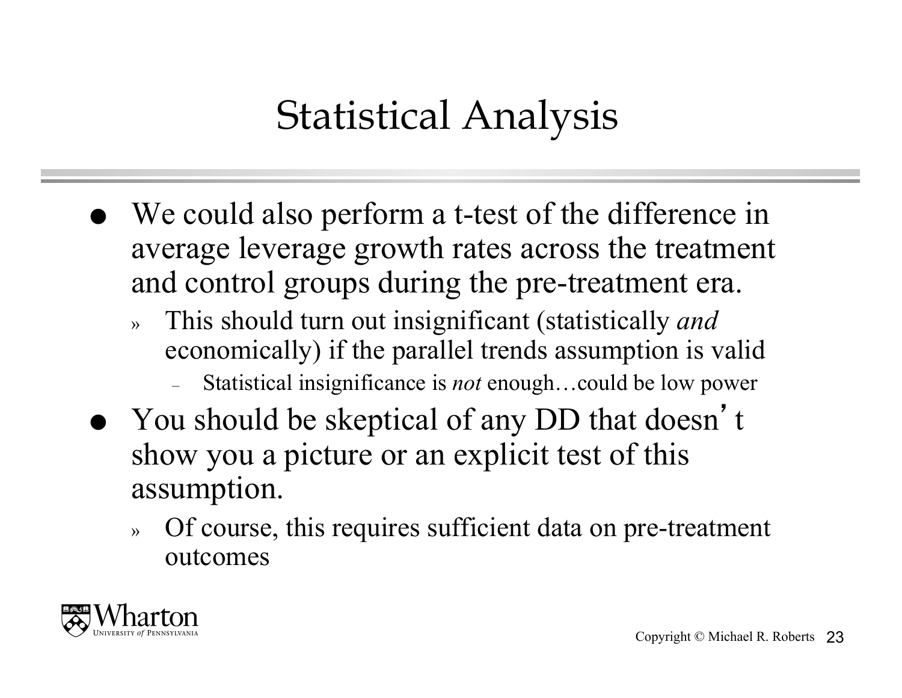# Statistical Analysis

- We could also perform a t-test of the difference in average leverage growth rates across the treatment and control groups during the pre-treatment era.
  - This should turn out insignificant (statistically *and* economically) if the parallel trends assumption is valid
    - Statistical insignificance is *not* enough…could be low power
- You should be skeptical of any DD that doesn't show you a picture or an explicit test of this assumption.
  - Of course, this requires sufficient data on pre-treatment outcomes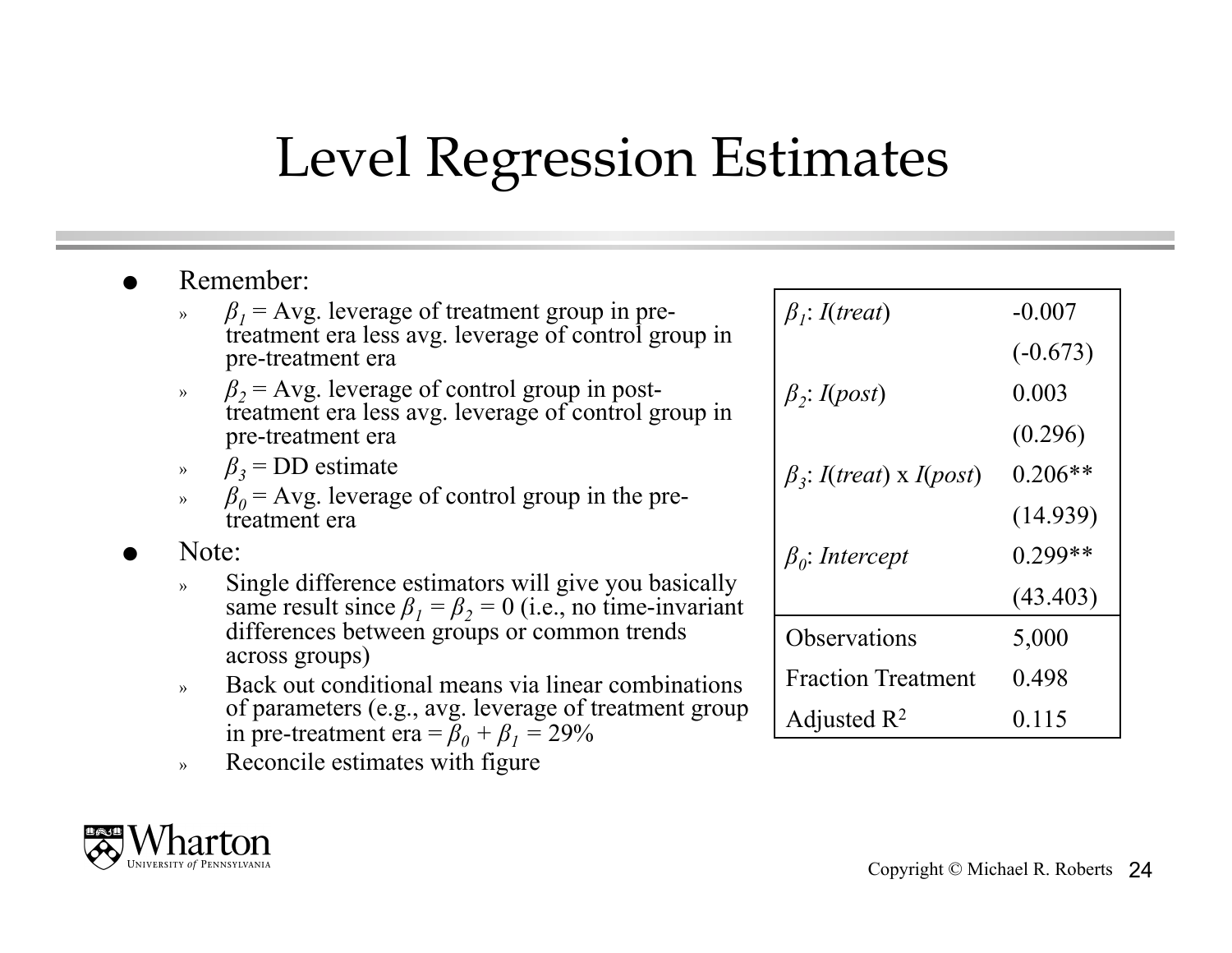# Level Regression Estimates

- Remember:
  - $\beta_1$ = Avg. leverage of treatment group in pre-treatment era less avg. leverage of control group in pre-treatment era
  - $\beta_2$ = Avg. leverage of control group in post-treatment era less avg. leverage of control group in pre-treatment era
  - $\beta_3$ = DD estimate
  - $\beta_0$ = Avg. leverage of control group in the pre-treatment era
- Note:
  - Single difference estimators will give you basically same result since $\beta_1 = \beta_2 = 0$ (i.e., no time-invariant differences between groups or common trends across groups)
  - Back out conditional means via linear combinations of parameters (e.g., avg. leverage of treatment group in pre-treatment era = $\beta_0 + \beta_1$ = 29%
  - Reconcile estimates with figure

| | |
|---|---|
| $\beta_1$: *I*(*treat*) | -0.007 |
| | (-0.673) |
| $\beta_2$: *I*(*post*) | 0.003 |
| | (0.296) |
| $\beta_3$: *I*(*treat*) x *I*(*post*) | 0.206** |
| | (14.939) |
| $\beta_0$: *Intercept* | 0.299** |
| | (43.403) |
| Observations | 5,000 |
| Fraction Treatment | 0.498 |
| Adjusted $R^2$ | 0.115 |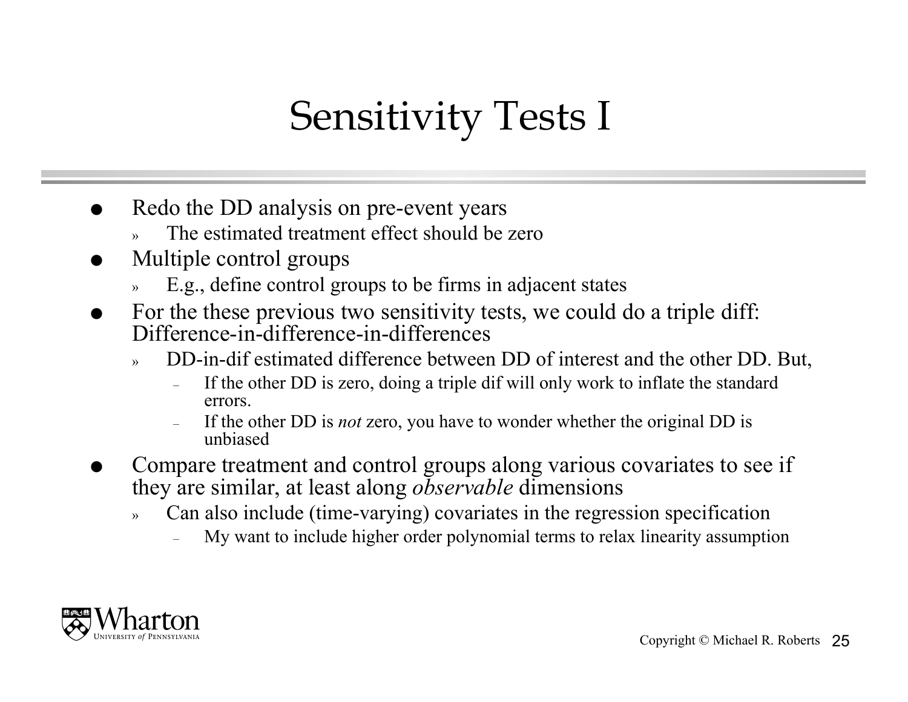# Sensitivity Tests I

- Redo the DD analysis on pre-event years
  - The estimated treatment effect should be zero
- Multiple control groups
  - E.g., define control groups to be firms in adjacent states
- For the these previous two sensitivity tests, we could do a triple diff: Difference-in-difference-in-differences
  - DD-in-dif estimated difference between DD of interest and the other DD. But,
    - If the other DD is zero, doing a triple dif will only work to inflate the standard errors.
    - If the other DD is *not* zero, you have to wonder whether the original DD is unbiased
- Compare treatment and control groups along various covariates to see if they are similar, at least along *observable* dimensions
  - Can also include (time-varying) covariates in the regression specification
    - My want to include higher order polynomial terms to relax linearity assumption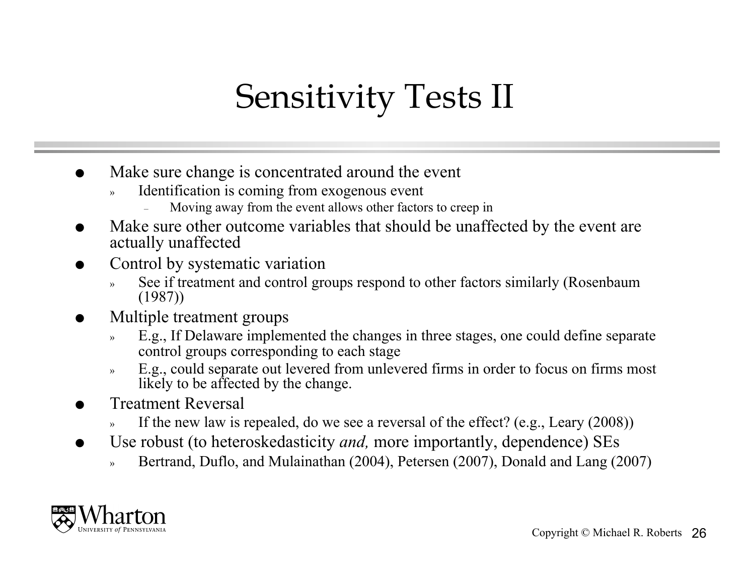# Sensitivity Tests II

- Make sure change is concentrated around the event
  - Identification is coming from exogenous event
    - Moving away from the event allows other factors to creep in
- Make sure other outcome variables that should be unaffected by the event are actually unaffected
- Control by systematic variation
  - See if treatment and control groups respond to other factors similarly (Rosenbaum (1987))
- Multiple treatment groups
  - E.g., If Delaware implemented the changes in three stages, one could define separate control groups corresponding to each stage
  - E.g., could separate out levered from unlevered firms in order to focus on firms most likely to be affected by the change.
- Treatment Reversal
  - If the new law is repealed, do we see a reversal of the effect? (e.g., Leary (2008))
- Use robust (to heteroskedasticity *and,* more importantly, dependence) SEs
  - Bertrand, Duflo, and Mulainathan (2004), Petersen (2007), Donald and Lang (2007)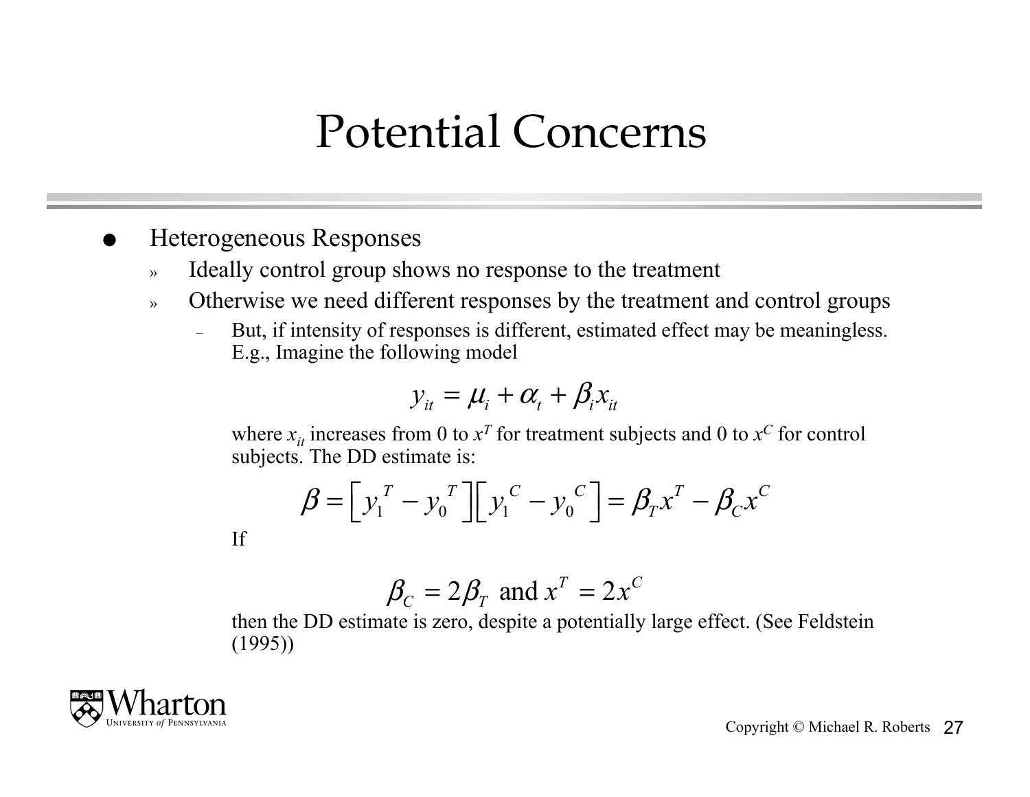# Potential Concerns

- Heterogeneous Responses
  - Ideally control group shows no response to the treatment
  - Otherwise we need different responses by the treatment and control groups
    - But, if intensity of responses is different, estimated effect may be meaningless. E.g., Imagine the following model

$$y_{it} = \mu_i + \alpha_t + \beta_i x_{it}$$

where $x_{it}$ increases from 0 to $x^T$ for treatment subjects and 0 to $x^C$ for control subjects. The DD estimate is:

$$\beta = \left[ y_1^{\ T} - y_0^{\ T} \right] \left[ y_1^{\ C} - y_0^{\ C} \right] = \beta_T x^T - \beta_C x^C$$

If

$$\beta_C = 2\beta_T \text{ and } x^T = 2x^C$$

then the DD estimate is zero, despite a potentially large effect. (See Feldstein (1995))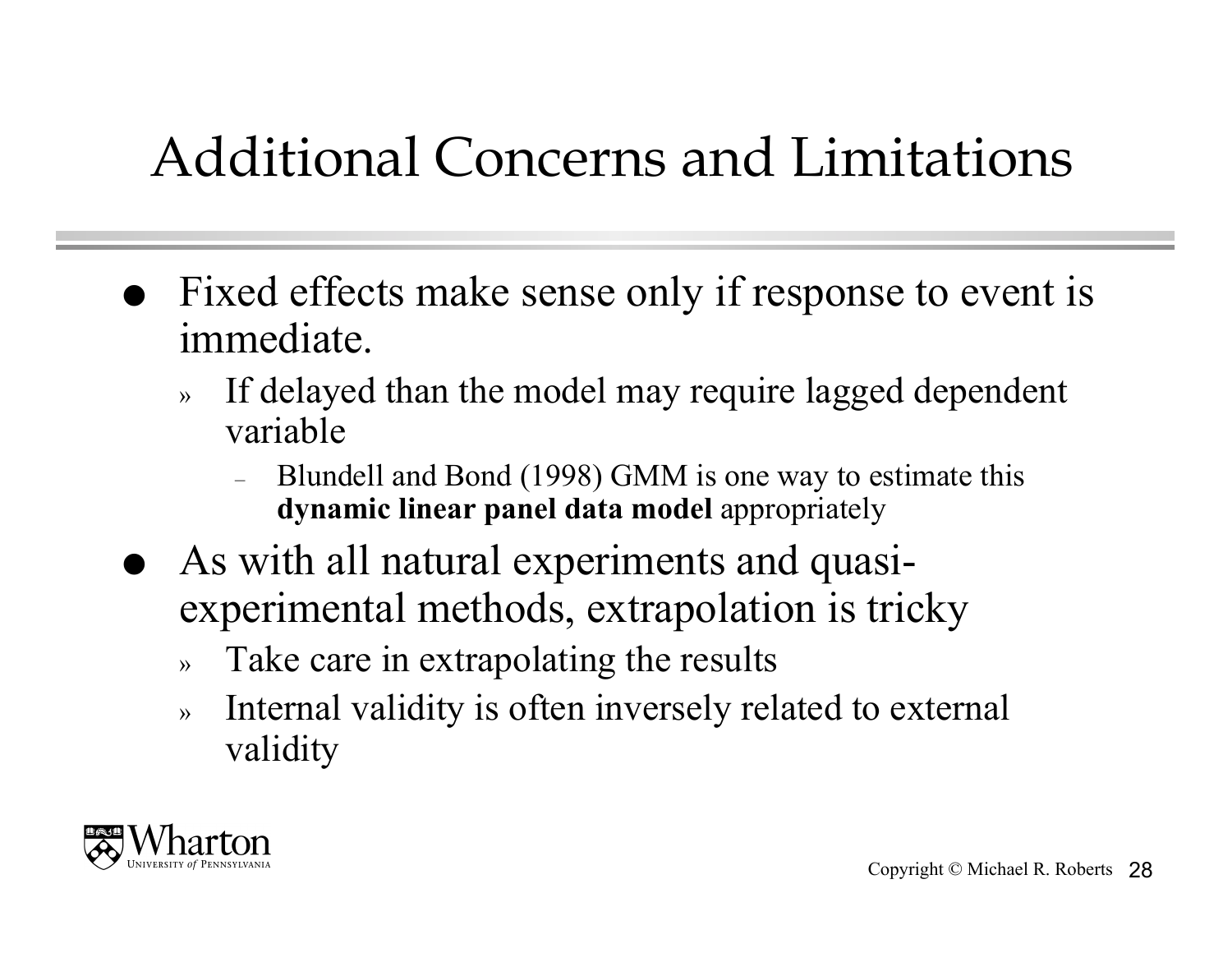# Additional Concerns and Limitations

- Fixed effects make sense only if response to event is immediate.
  - If delayed than the model may require lagged dependent variable
    - Blundell and Bond (1998) GMM is one way to estimate this **dynamic linear panel data model** appropriately
- As with all natural experiments and quasi-experimental methods, extrapolation is tricky
  - Take care in extrapolating the results
  - Internal validity is often inversely related to external validity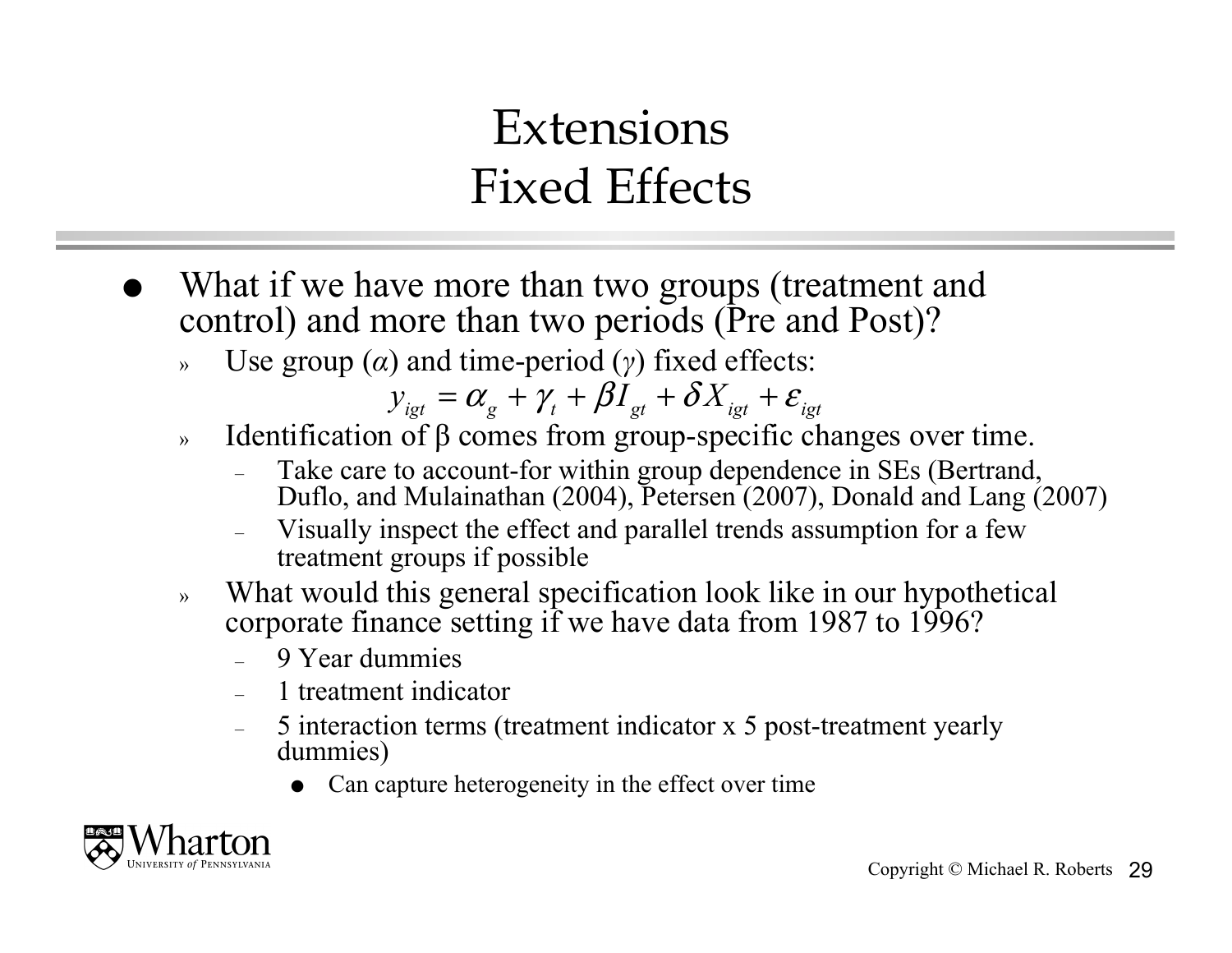# Extensions
# Fixed Effects

- What if we have more than two groups (treatment and control) and more than two periods (Pre and Post)?
  - Use group ($\alpha$) and time-period ($\gamma$) fixed effects:

    $$y_{igt} = \alpha_g + \gamma_t + \beta I_{gt} + \delta X_{igt} + \varepsilon_{igt}$$

  - Identification of β comes from group-specific changes over time.
    - Take care to account-for within group dependence in SEs (Bertrand, Duflo, and Mulainathan (2004), Petersen (2007), Donald and Lang (2007)
    - Visually inspect the effect and parallel trends assumption for a few treatment groups if possible
  - What would this general specification look like in our hypothetical corporate finance setting if we have data from 1987 to 1996?
    - 9 Year dummies
    - 1 treatment indicator
    - 5 interaction terms (treatment indicator x 5 post-treatment yearly dummies)
      - Can capture heterogeneity in the effect over time

Copyright © Michael R. Roberts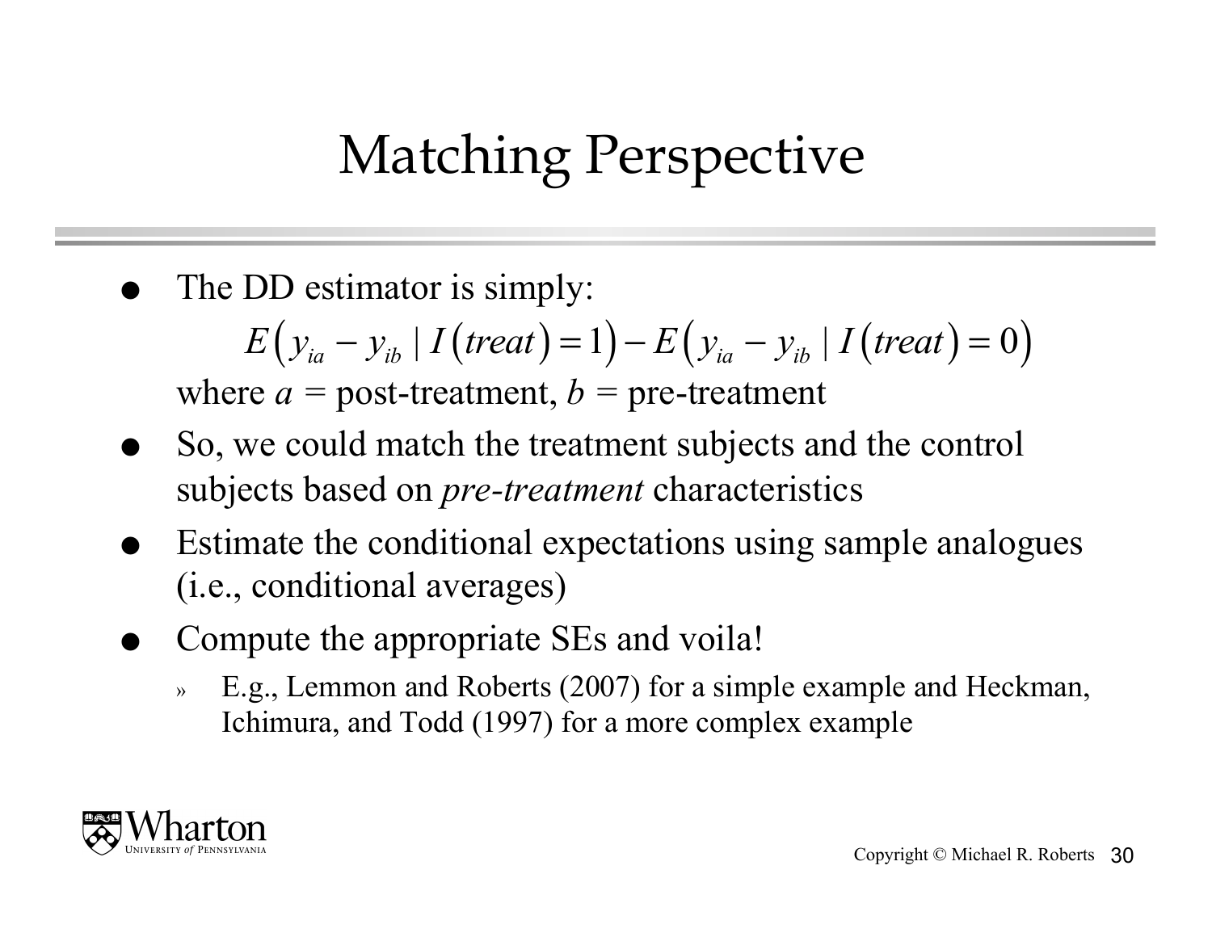# Matching Perspective

- The DD estimator is simply:

$$E\left(y_{ia} - y_{ib} \mid I(treat) = 1\right) - E\left(y_{ia} - y_{ib} \mid I(treat) = 0\right)$$

  where $a$ = post-treatment, $b$ = pre-treatment
- So, we could match the treatment subjects and the control subjects based on *pre-treatment* characteristics
- Estimate the conditional expectations using sample analogues (i.e., conditional averages)
- Compute the appropriate SEs and voila!
  - E.g., Lemmon and Roberts (2007) for a simple example and Heckman, Ichimura, and Todd (1997) for a more complex example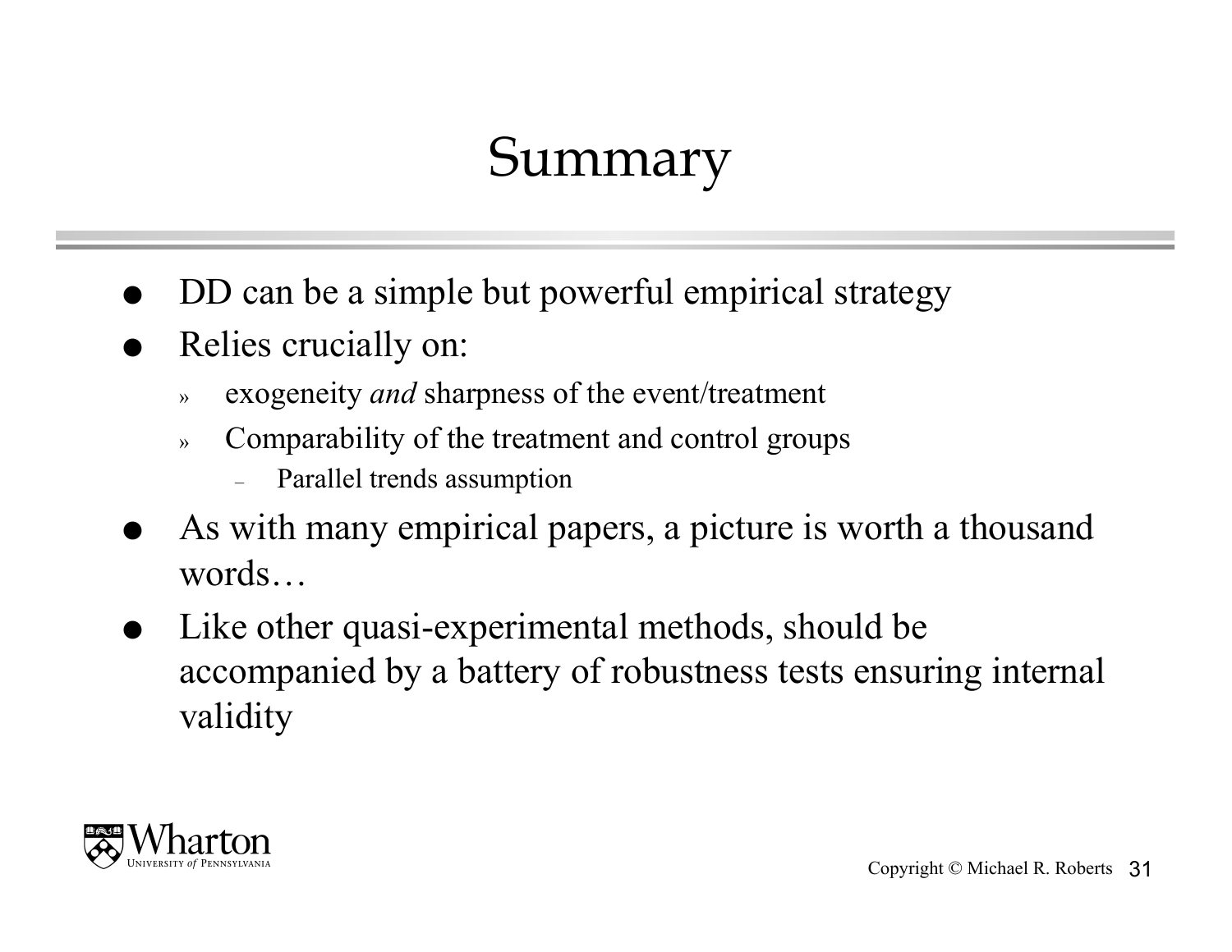# Summary

- DD can be a simple but powerful empirical strategy
- Relies crucially on:
  - exogeneity *and* sharpness of the event/treatment
  - Comparability of the treatment and control groups
    - Parallel trends assumption
- As with many empirical papers, a picture is worth a thousand words…
- Like other quasi-experimental methods, should be accompanied by a battery of robustness tests ensuring internal validity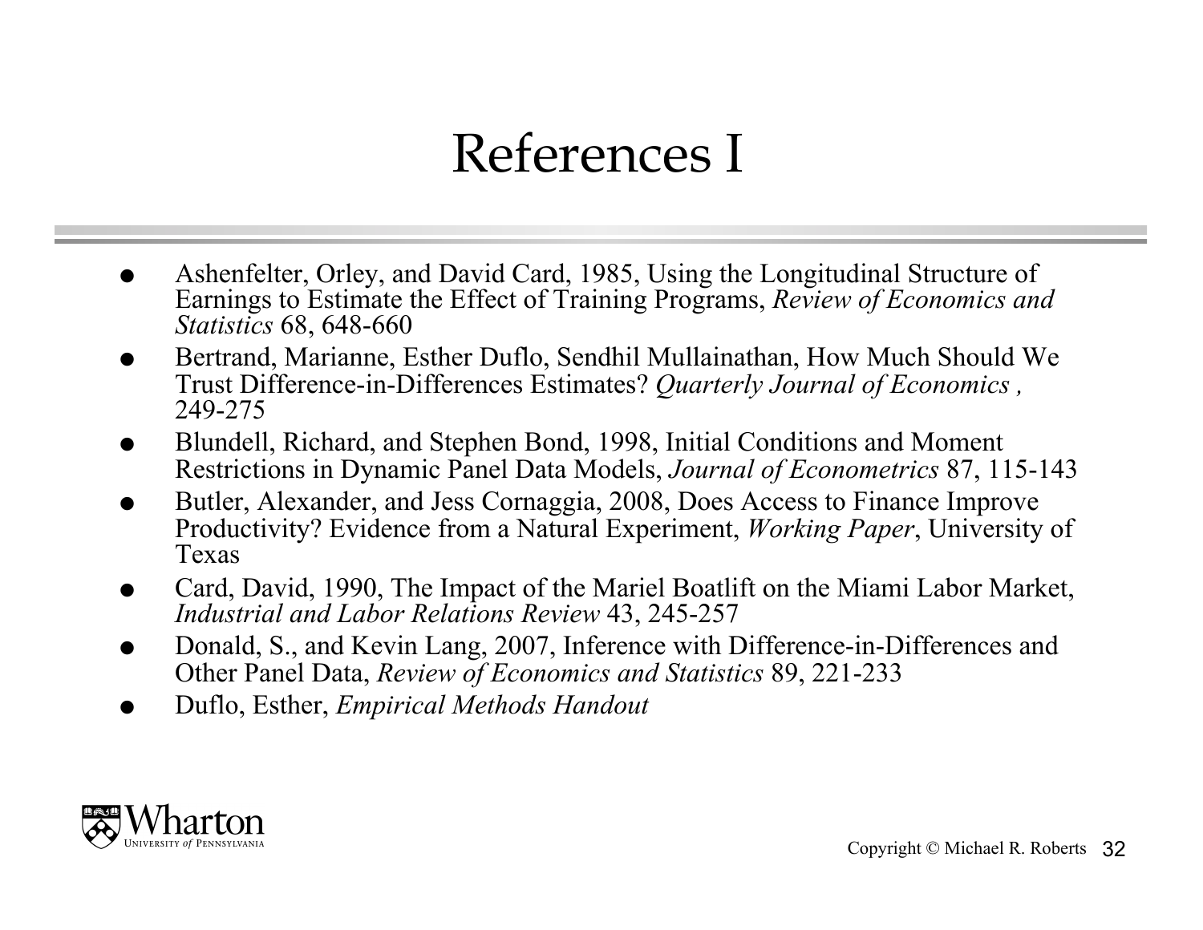# References I

- Ashenfelter, Orley, and David Card, 1985, Using the Longitudinal Structure of Earnings to Estimate the Effect of Training Programs, *Review of Economics and Statistics* 68, 648-660
- Bertrand, Marianne, Esther Duflo, Sendhil Mullainathan, How Much Should We Trust Difference-in-Differences Estimates? *Quarterly Journal of Economics ,* 249-275
- Blundell, Richard, and Stephen Bond, 1998, Initial Conditions and Moment Restrictions in Dynamic Panel Data Models, *Journal of Econometrics* 87, 115-143
- Butler, Alexander, and Jess Cornaggia, 2008, Does Access to Finance Improve Productivity? Evidence from a Natural Experiment, *Working Paper*, University of Texas
- Card, David, 1990, The Impact of the Mariel Boatlift on the Miami Labor Market, *Industrial and Labor Relations Review* 43, 245-257
- Donald, S., and Kevin Lang, 2007, Inference with Difference-in-Differences and Other Panel Data, *Review of Economics and Statistics* 89, 221-233
- Duflo, Esther, *Empirical Methods Handout*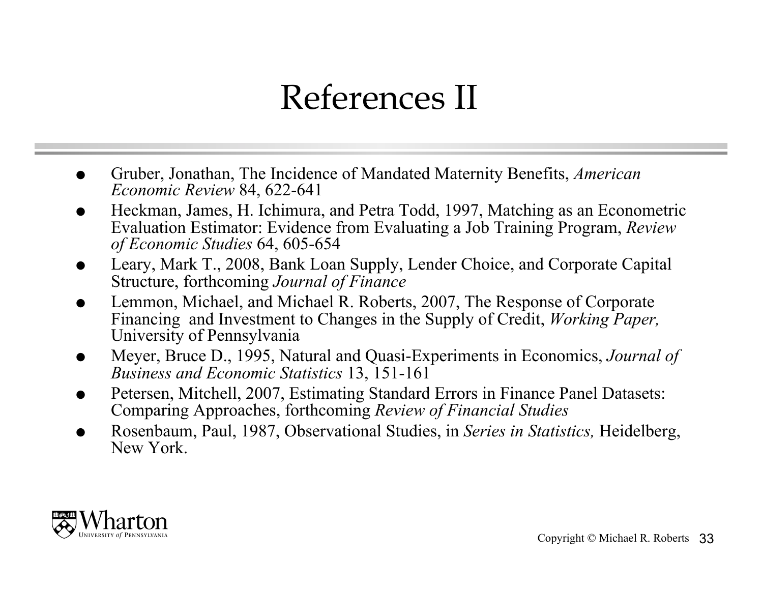# References II

- Gruber, Jonathan, The Incidence of Mandated Maternity Benefits, *American Economic Review* 84, 622-641
- Heckman, James, H. Ichimura, and Petra Todd, 1997, Matching as an Econometric Evaluation Estimator: Evidence from Evaluating a Job Training Program, *Review of Economic Studies* 64, 605-654
- Leary, Mark T., 2008, Bank Loan Supply, Lender Choice, and Corporate Capital Structure, forthcoming *Journal of Finance*
- Lemmon, Michael, and Michael R. Roberts, 2007, The Response of Corporate Financing and Investment to Changes in the Supply of Credit, *Working Paper,* University of Pennsylvania
- Meyer, Bruce D., 1995, Natural and Quasi-Experiments in Economics, *Journal of Business and Economic Statistics* 13, 151-161
- Petersen, Mitchell, 2007, Estimating Standard Errors in Finance Panel Datasets: Comparing Approaches, forthcoming *Review of Financial Studies*
- Rosenbaum, Paul, 1987, Observational Studies, in *Series in Statistics,* Heidelberg, New York.

Copyright © Michael R. Roberts